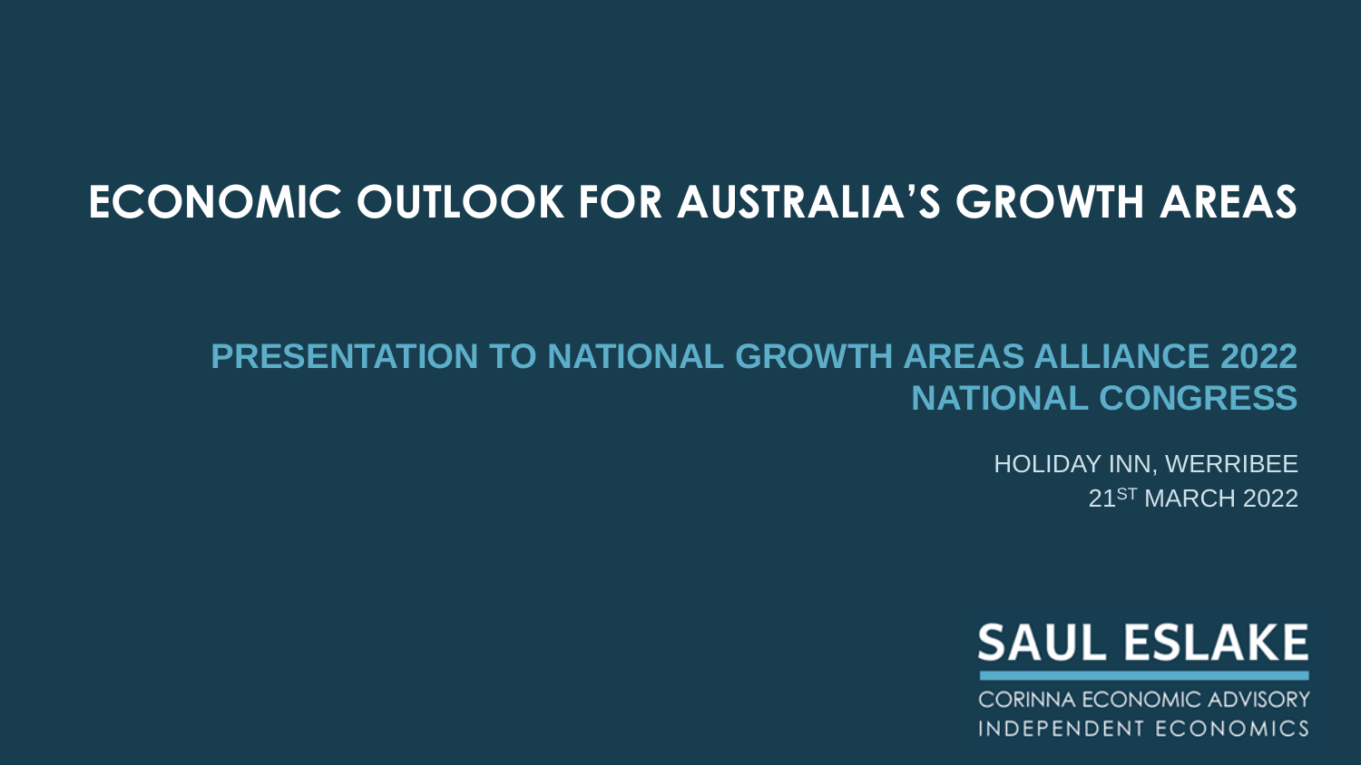# ECONOMIC OUTLOOK FOR AUSTRALIA'S GROWTH AREAS

## PRESENTATION TO NATIONAL GROWTH AREAS ALLIANCE 2022 NATIONAL CONGRESS

HOLIDAY INN, WERRIBEE

21ST MARCH 2022

**SAUL ESLAKE**

CORINNA ECONOMIC ADVISORY

INDEPENDENT ECONOMICS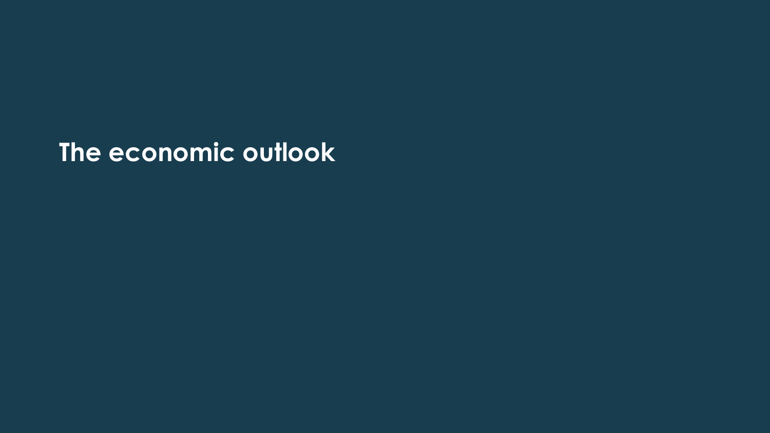# The economic outlook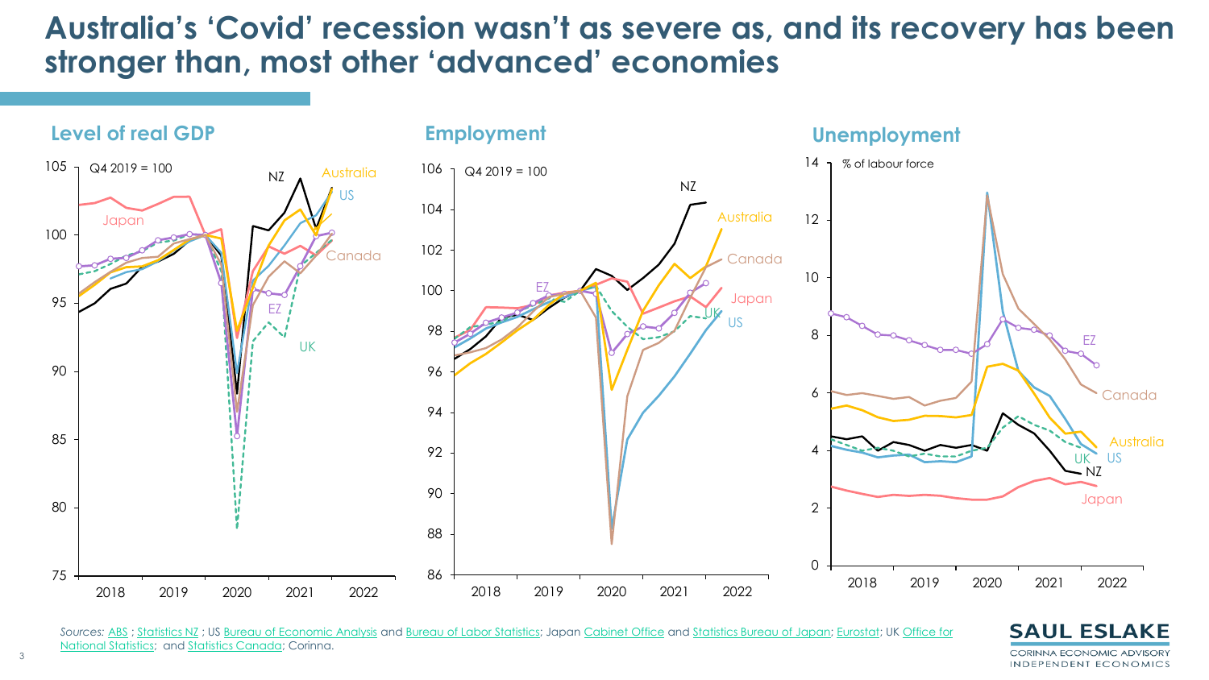# Australia's 'Covid' recession wasn't as severe as, and its recovery has been stronger than, most other 'advanced' economies

## Level of real GDP

Q4 2019 = 100

## Employment

Q4 2019 = 100

## Unemployment

% of labour force

*Sources:* ABS ; Statistics NZ ; US Bureau of Economic Analysis and Bureau of Labor Statistics; Japan Cabinet Office and Statistics Bureau of Japan; Eurostat; UK Office for National Statistics; and Statistics Canada; Corinna.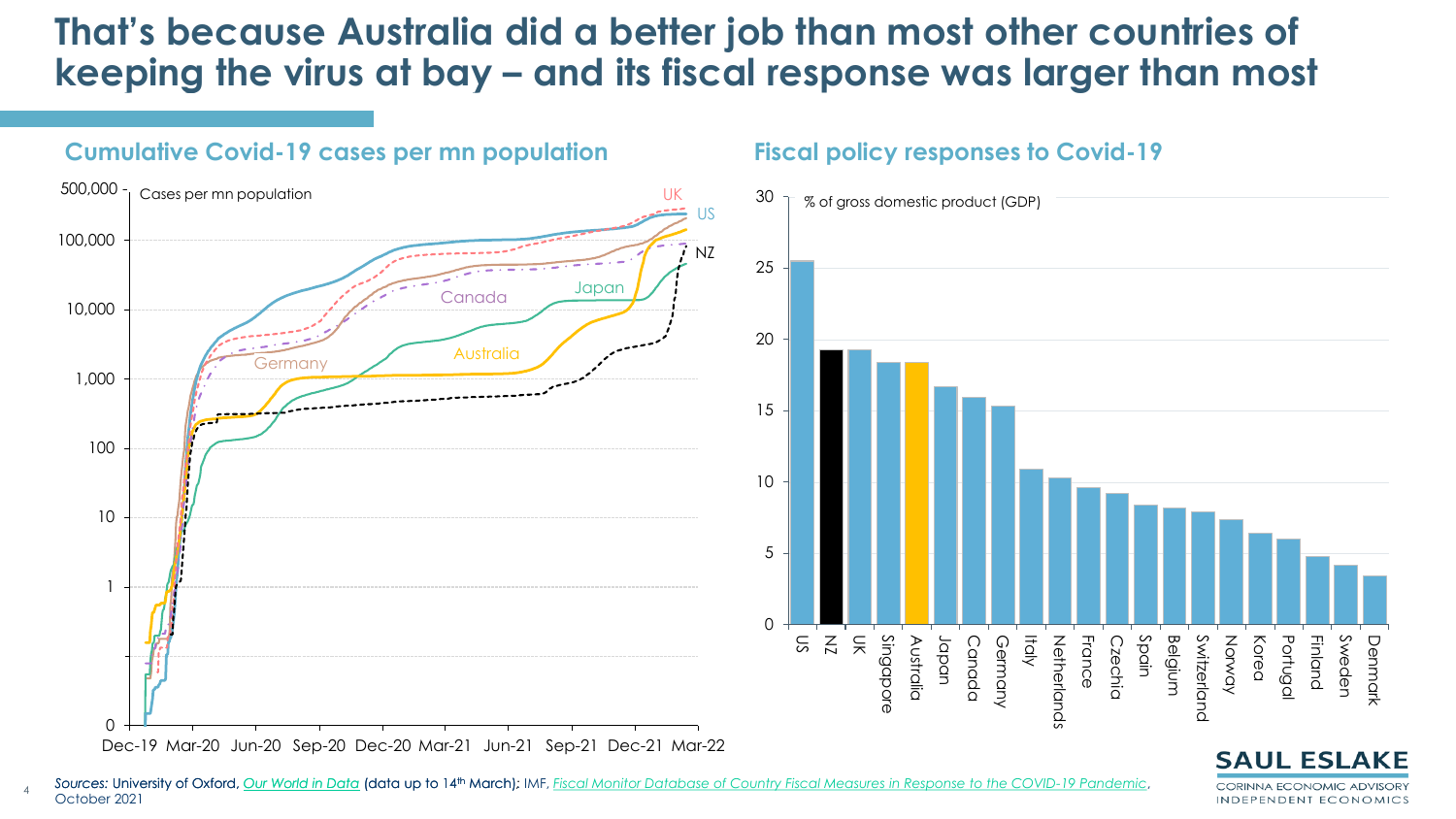# That's because Australia did a better job than most other countries of keeping the virus at bay – and its fiscal response was larger than most

## Cumulative Covid-19 cases per mn population

Cases per mn population

UK, US, NZ, Canada, Japan, Australia, Germany

Dec-19 Mar-20 Jun-20 Sep-20 Dec-20 Mar-21 Jun-21 Sep-21 Dec-21 Mar-22

## Fiscal policy responses to Covid-19

% of gross domestic product (GDP)

US, NZ, UK, Singapore, Australia, Japan, Canada, Germany, Italy, Netherlands, France, Czechia, Spain, Belgium, Switzerland, Norway, Korea, Portugal, Finland, Sweden, Denmark

*Sources:* University of Oxford, *Our World in Data* (data up to 14th March); IMF, *Fiscal Monitor Database of Country Fiscal Measures in Response to the COVID-19 Pandemic*, October 2021

SAUL ESLAKE
CORINNA ECONOMIC ADVISORY
INDEPENDENT ECONOMICS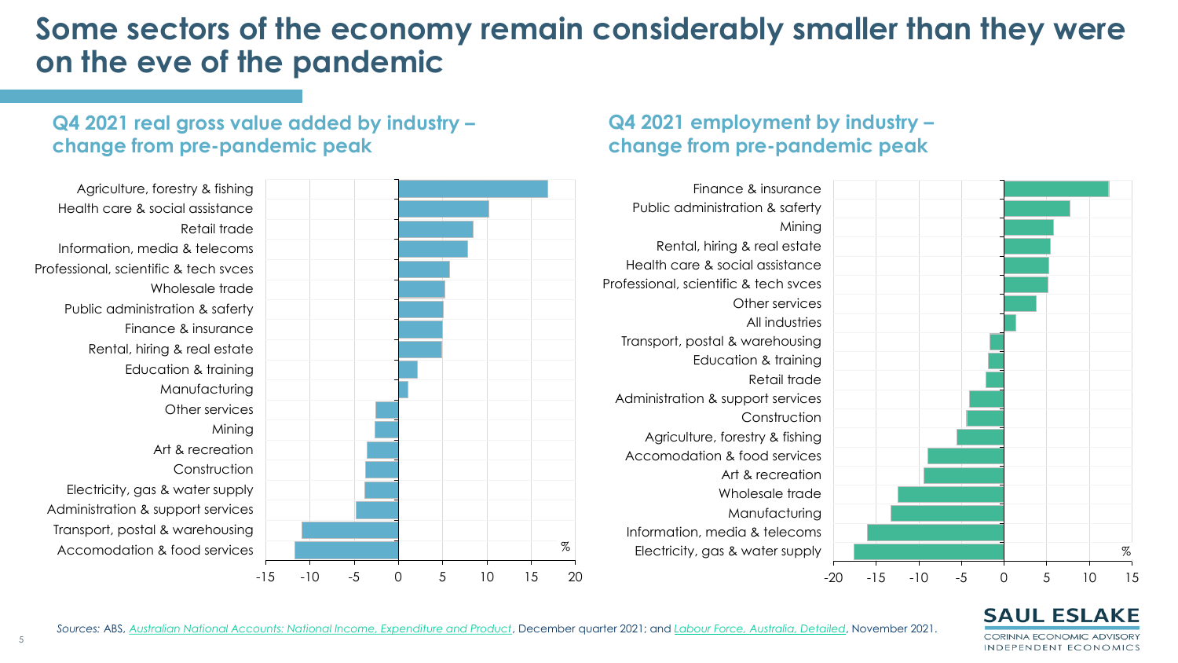# Some sectors of the economy remain considerably smaller than they were on the eve of the pandemic

## Q4 2021 real gross value added by industry – change from pre-pandemic peak

- Agriculture, forestry & fishing
- Health care & social assistance
- Retail trade
- Information, media & telecoms
- Professional, scientific & tech svces
- Wholesale trade
- Public administration & safety
- Finance & insurance
- Rental, hiring & real estate
- Education & training
- Manufacturing
- Other services
- Mining
- Art & recreation
- Construction
- Electricity, gas & water supply
- Administration & support services
- Transport, postal & warehousing
- Accomodation & food services

%

## Q4 2021 employment by industry – change from pre-pandemic peak

- Finance & insurance
- Public administration & safety
- Mining
- Rental, hiring & real estate
- Health care & social assistance
- Professional, scientific & tech svces
- Other services
- All industries
- Transport, postal & warehousing
- Education & training
- Retail trade
- Administration & support services
- Construction
- Agriculture, forestry & fishing
- Accomodation & food services
- Art & recreation
- Wholesale trade
- Manufacturing
- Information, media & telecoms
- Electricity, gas & water supply

%

*Sources:* ABS, *Australian National Accounts: National Income, Expenditure and Product*, December quarter 2021; and *Labour Force, Australia, Detailed*, November 2021.

SAUL ESLAKE
CORINNA ECONOMIC ADVISORY
INDEPENDENT ECONOMICS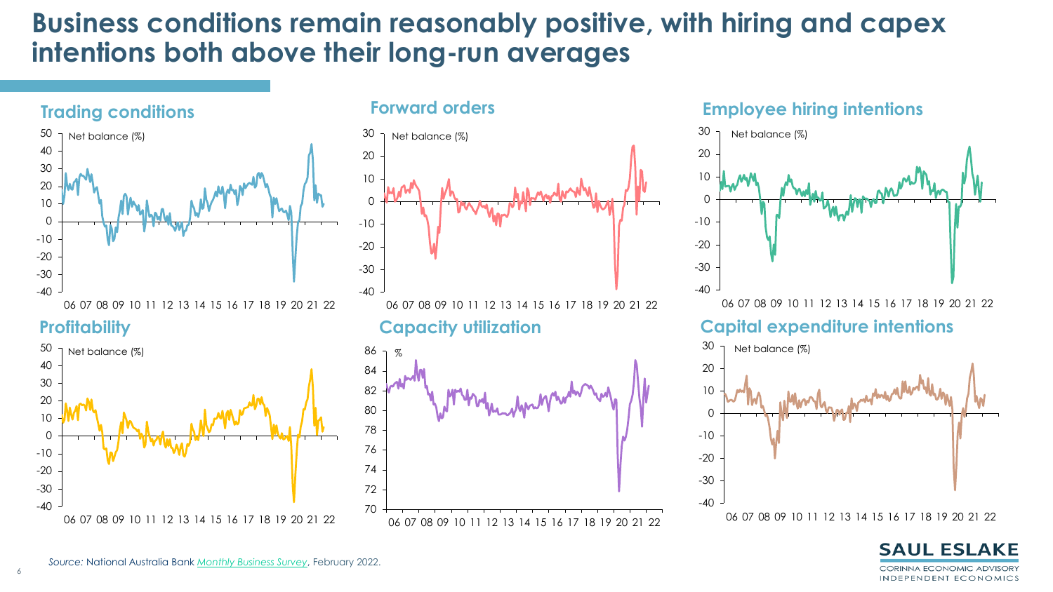# Business conditions remain reasonably positive, with hiring and capex intentions both above their long-run averages

### Trading conditions

Net balance (%)

### Forward orders

Net balance (%)

### Employee hiring intentions

Net balance (%)

### Profitability

Net balance (%)

### Capacity utilization

%

### Capital expenditure intentions

Net balance (%)

*Source:* National Australia Bank *Monthly Business Survey*, February 2022.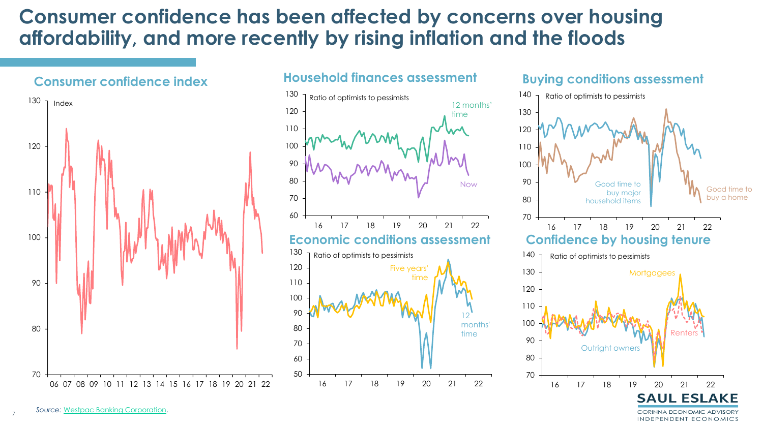# Consumer confidence has been affected by concerns over housing affordability, and more recently by rising inflation and the floods

## Consumer confidence index

Index

## Household finances assessment

Ratio of optimists to pessimists

12 months' time

Now

## Buying conditions assessment

Ratio of optimists to pessimists

Good time to buy major household items

Good time to buy a home

## Economic conditions assessment

Ratio of optimists to pessimists

Five years' time

12 months' time

## Confidence by housing tenure

Ratio of optimists to pessimists

Mortgagees

Renters

Outright owners

*Source:* Westpac Banking Corporation.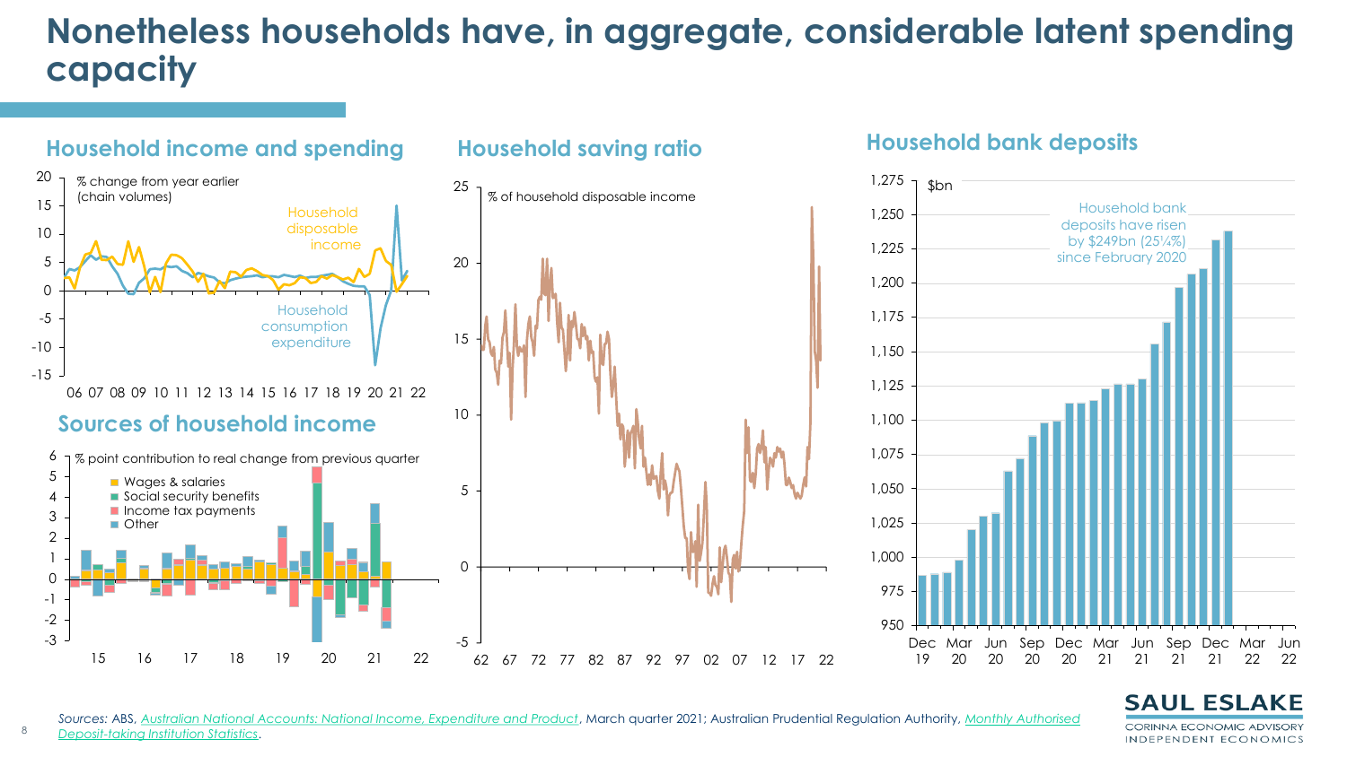# Nonetheless households have, in aggregate, considerable latent spending capacity

## Household income and spending

% change from year earlier (chain volumes)

Household disposable income

Household consumption expenditure

## Sources of household income

% point contribution to real change from previous quarter

- Wages & salaries
- Social security benefits
- Income tax payments
- Other

## Household saving ratio

% of household disposable income

## Household bank deposits

$bn

Household bank deposits have risen by $249bn (25¼%) since February 2020

*Sources:* ABS, *Australian National Accounts: National Income, Expenditure and Product*, March quarter 2021; Australian Prudential Regulation Authority, *Monthly Authorised Deposit-taking Institution Statistics*.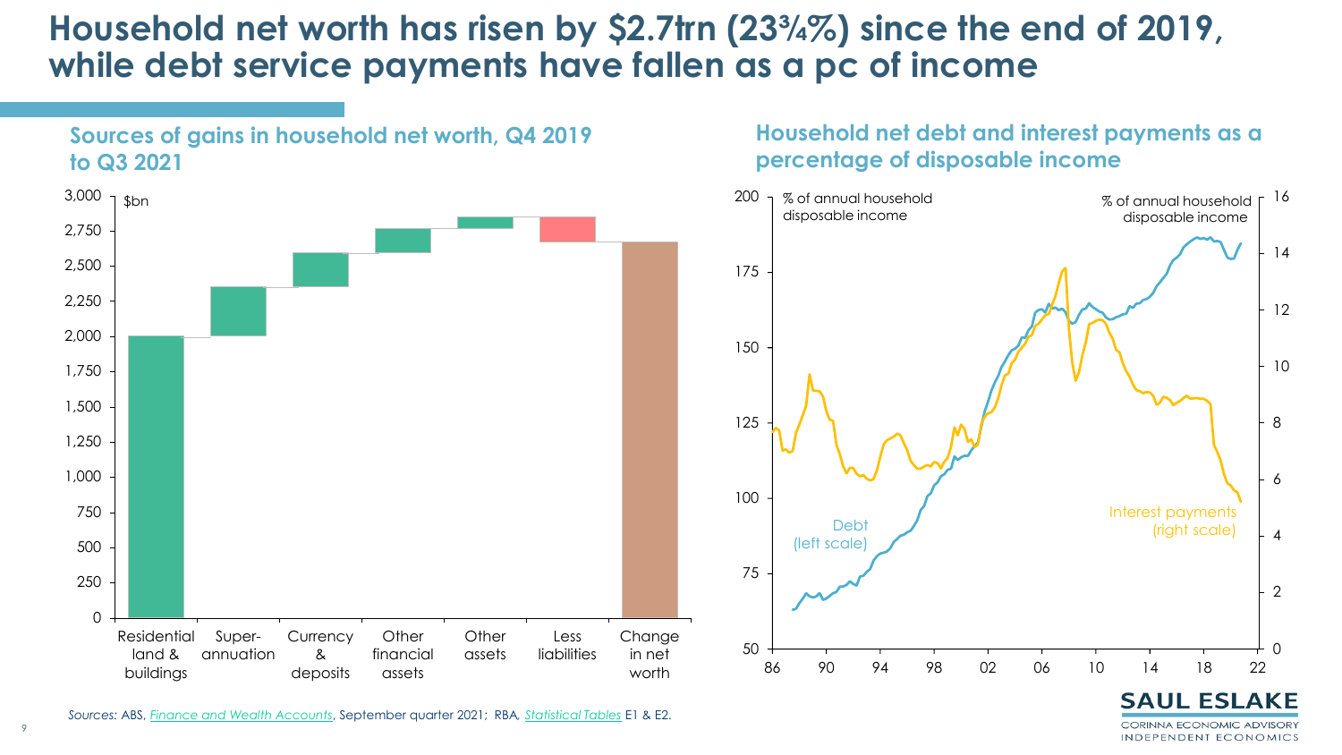# Household net worth has risen by $2.7trn (23¾%) since the end of 2019, while debt service payments have fallen as a pc of income

### Sources of gains in household net worth, Q4 2019 to Q3 2021

$bn

| Residential land & buildings | Super-annuation | Currency & deposits | Other financial assets | Other assets | Less liabilities | Change in net worth |
|---|---|---|---|---|---|---|

### Household net debt and interest payments as a percentage of disposable income

% of annual household disposable income

Debt (left scale)

Interest payments (right scale)

*Sources:* ABS, *Finance and Wealth Accounts*, September quarter 2021; RBA, *Statistical Tables* E1 & E2.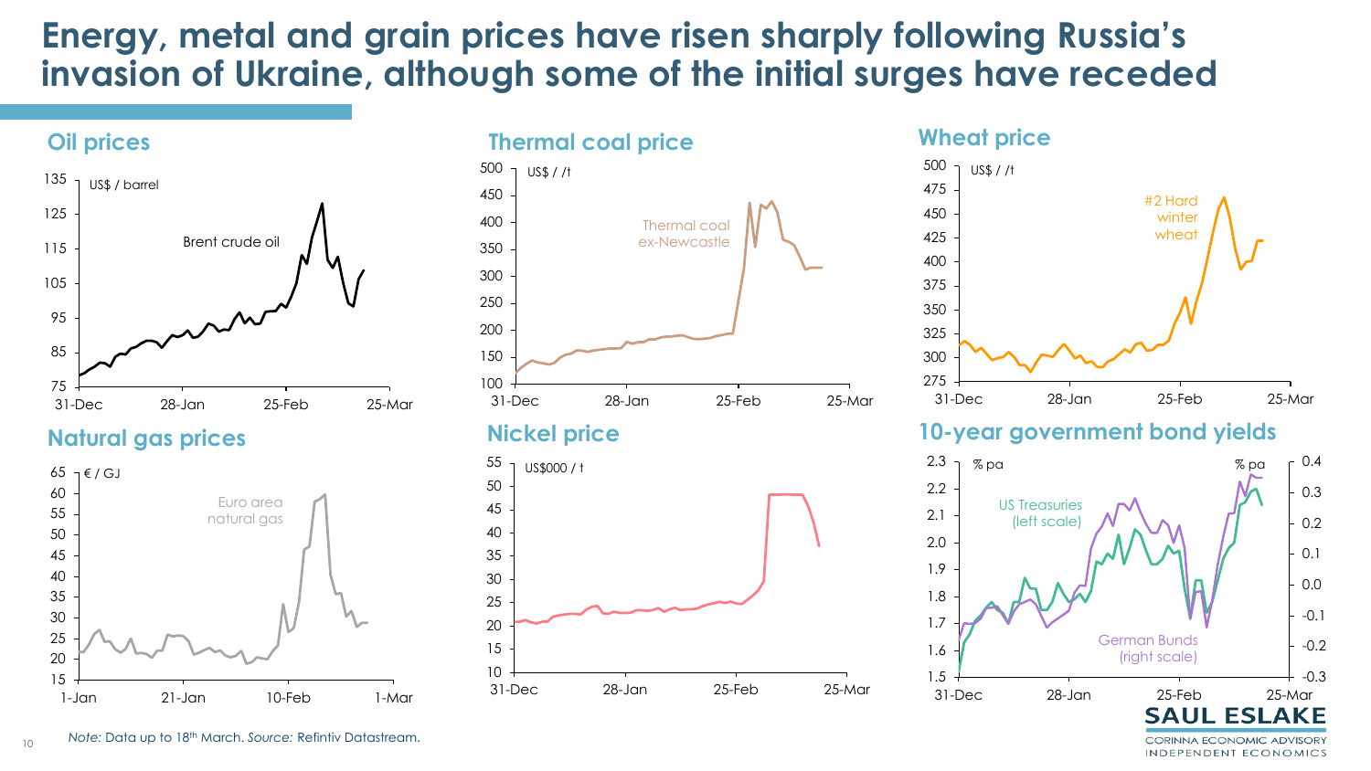# Energy, metal and grain prices have risen sharply following Russia's invasion of Ukraine, although some of the initial surges have receded

## Oil prices

US$ / barrel

Brent crude oil

## Natural gas prices

€ / GJ

Euro area natural gas

## Thermal coal price

US$ / /t

Thermal coal ex-Newcastle

## Nickel price

US$000 / t

## Wheat price

US$ / /t

#2 Hard winter wheat

## 10-year government bond yields

% pa

US Treasuries (left scale)

German Bunds (right scale)

*Note:* Data up to 18th March. *Source:* Refinitiv Datastream.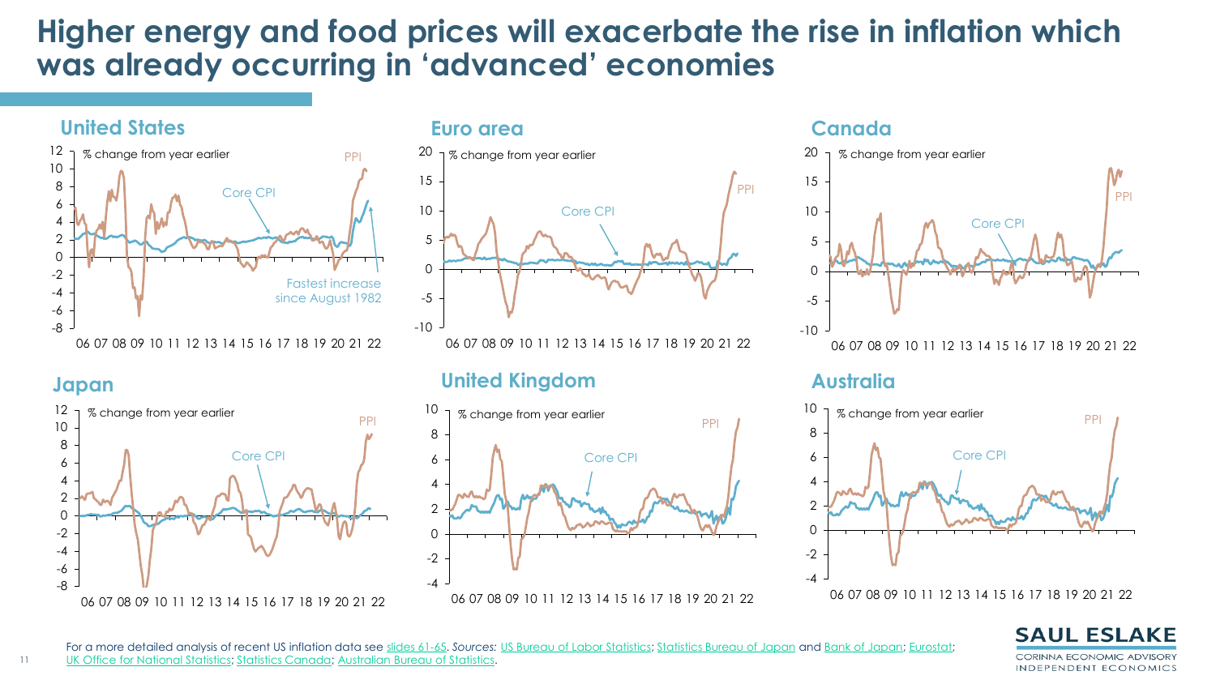# Higher energy and food prices will exacerbate the rise in inflation which was already occurring in 'advanced' economies

## United States

% change from year earlier

PPI

Core CPI

Fastest increase since August 1982

## Euro area

% change from year earlier

PPI

Core CPI

## Canada

% change from year earlier

PPI

Core CPI

## Japan

% change from year earlier

PPI

Core CPI

## United Kingdom

% change from year earlier

PPI

Core CPI

## Australia

% change from year earlier

PPI

Core CPI

For a more detailed analysis of recent US inflation data see slides 61-65. *Sources:* US Bureau of Labor Statistics; Statistics Bureau of Japan and Bank of Japan; Eurostat; UK Office for National Statistics; Statistics Canada; Australian Bureau of Statistics.

SAUL ESLAKE

CORINNA ECONOMIC ADVISORY INDEPENDENT ECONOMICS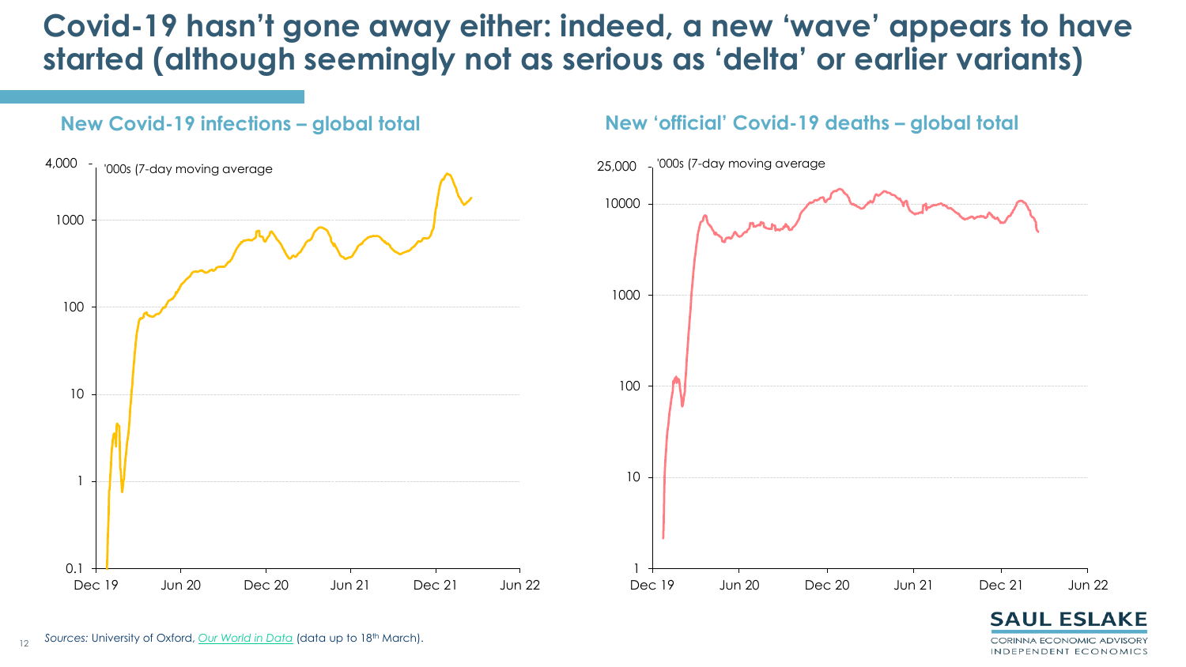# Covid-19 hasn't gone away either: indeed, a new 'wave' appears to have started (although seemingly not as serious as 'delta' or earlier variants)

### New Covid-19 infections – global total

'000s (7-day moving average

4,000 / 1000 / 100 / 10 / 1 / 0.1

Dec 19 · Jun 20 · Dec 20 · Jun 21 · Dec 21 · Jun 22

### New 'official' Covid-19 deaths – global total

'000s (7-day moving average

25,000 / 10000 / 1000 / 100 / 10 / 1

Dec 19 · Jun 20 · Dec 20 · Jun 21 · Dec 21 · Jun 22

*Sources:* University of Oxford, *Our World in Data* (data up to 18th March).

SAUL ESLAKE
CORINNA ECONOMIC ADVISORY
INDEPENDENT ECONOMICS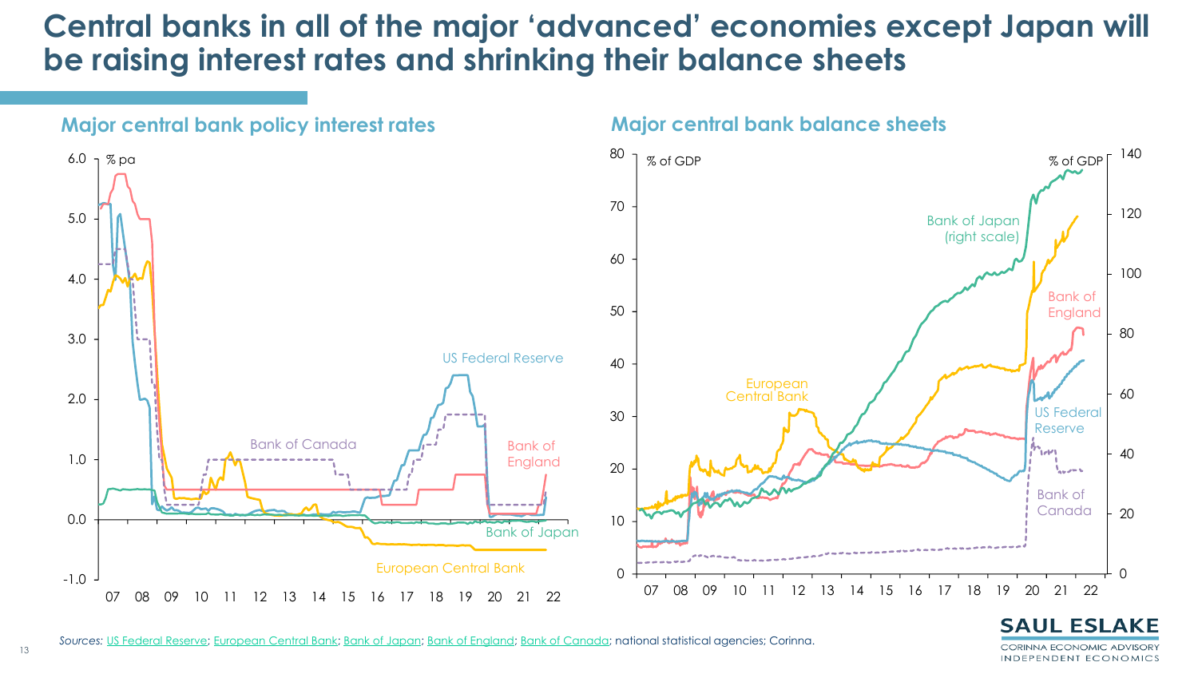# Central banks in all of the major 'advanced' economies except Japan will be raising interest rates and shrinking their balance sheets

### Major central bank policy interest rates

### Major central bank balance sheets

*Sources:* US Federal Reserve; European Central Bank; Bank of Japan; Bank of England; Bank of Canada; national statistical agencies; Corinna.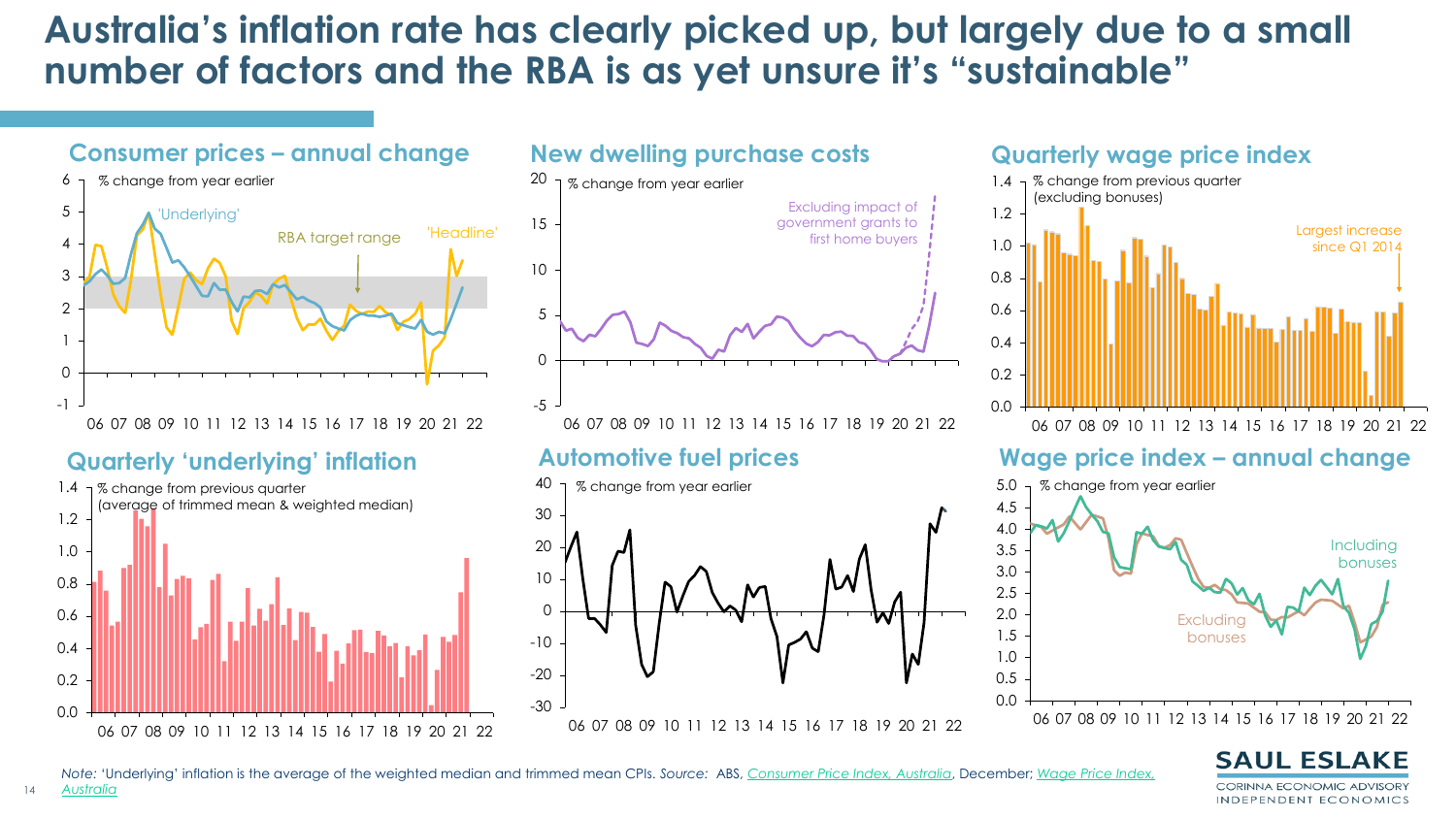# Australia's inflation rate has clearly picked up, but largely due to a small number of factors and the RBA is as yet unsure it's "sustainable"

### Consumer prices – annual change

% change from year earlier

'Underlying' · RBA target range · 'Headline'

### New dwelling purchase costs

% change from year earlier

Excluding impact of government grants to first home buyers

### Quarterly wage price index

% change from previous quarter (excluding bonuses)

Largest increase since Q1 2014

### Quarterly 'underlying' inflation

% change from previous quarter (average of trimmed mean & weighted median)

### Automotive fuel prices

% change from year earlier

### Wage price index – annual change

% change from year earlier

Including bonuses · Excluding bonuses

*Note:* 'Underlying' inflation is the average of the weighted median and trimmed mean CPIs. *Source:* ABS, Consumer Price Index, Australia, December; Wage Price Index, Australia

SAUL ESLAKE
CORINNA ECONOMIC ADVISORY
INDEPENDENT ECONOMICS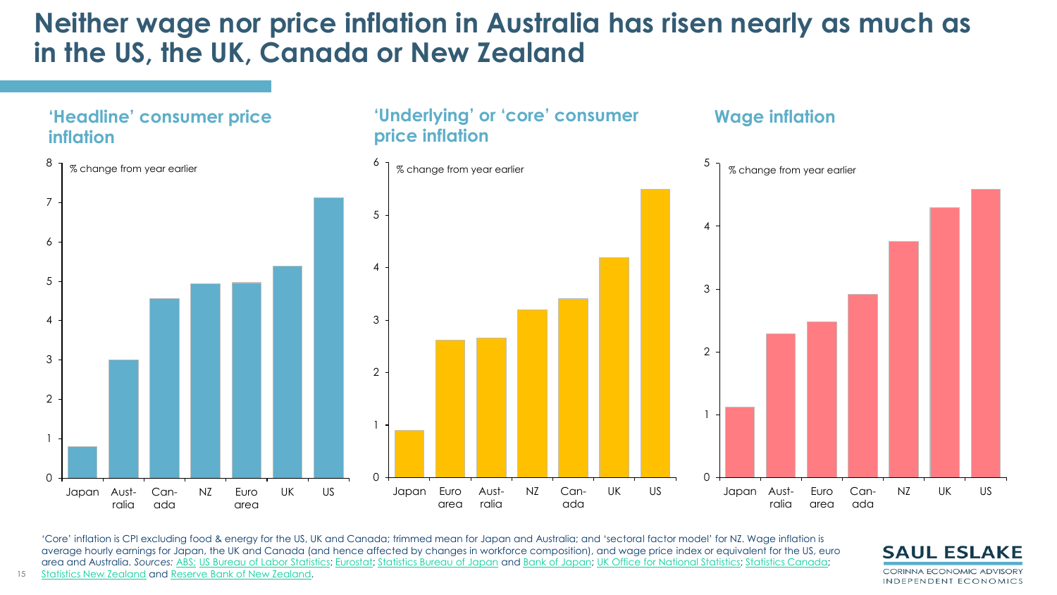# Neither wage nor price inflation in Australia has risen nearly as much as in the US, the UK, Canada or New Zealand

## 'Headline' consumer price inflation

% change from year earlier

| Country | % change from year earlier |
|---|---|
| Japan | 0.8 |
| Australia | 3.0 |
| Canada | 4.6 |
| NZ | 4.9 |
| Euro area | 5.0 |
| UK | 5.4 |
| US | 7.1 |

## 'Underlying' or 'core' consumer price inflation

% change from year earlier

| Country | % change from year earlier |
|---|---|
| Japan | 0.9 |
| Euro area | 2.6 |
| Australia | 2.7 |
| NZ | 3.2 |
| Canada | 3.4 |
| UK | 4.2 |
| US | 5.5 |

## Wage inflation

% change from year earlier

| Country | % change from year earlier |
|---|---|
| Japan | 1.1 |
| Australia | 2.3 |
| Euro area | 2.5 |
| Canada | 2.9 |
| NZ | 3.8 |
| UK | 4.3 |
| US | 4.6 |

'Core' inflation is CPI excluding food & energy for the US, UK and Canada; trimmed mean for Japan and Australia; and 'sectoral factor model' for NZ. Wage inflation is average hourly earnings for Japan, the UK and Canada (and hence affected by changes in workforce composition), and wage price index or equivalent for the US, euro area and Australia. *Sources:* ABS; US Bureau of Labor Statistics; Eurostat; Statistics Bureau of Japan and Bank of Japan; UK Office for National Statistics; Statistics Canada; Statistics New Zealand and Reserve Bank of New Zealand.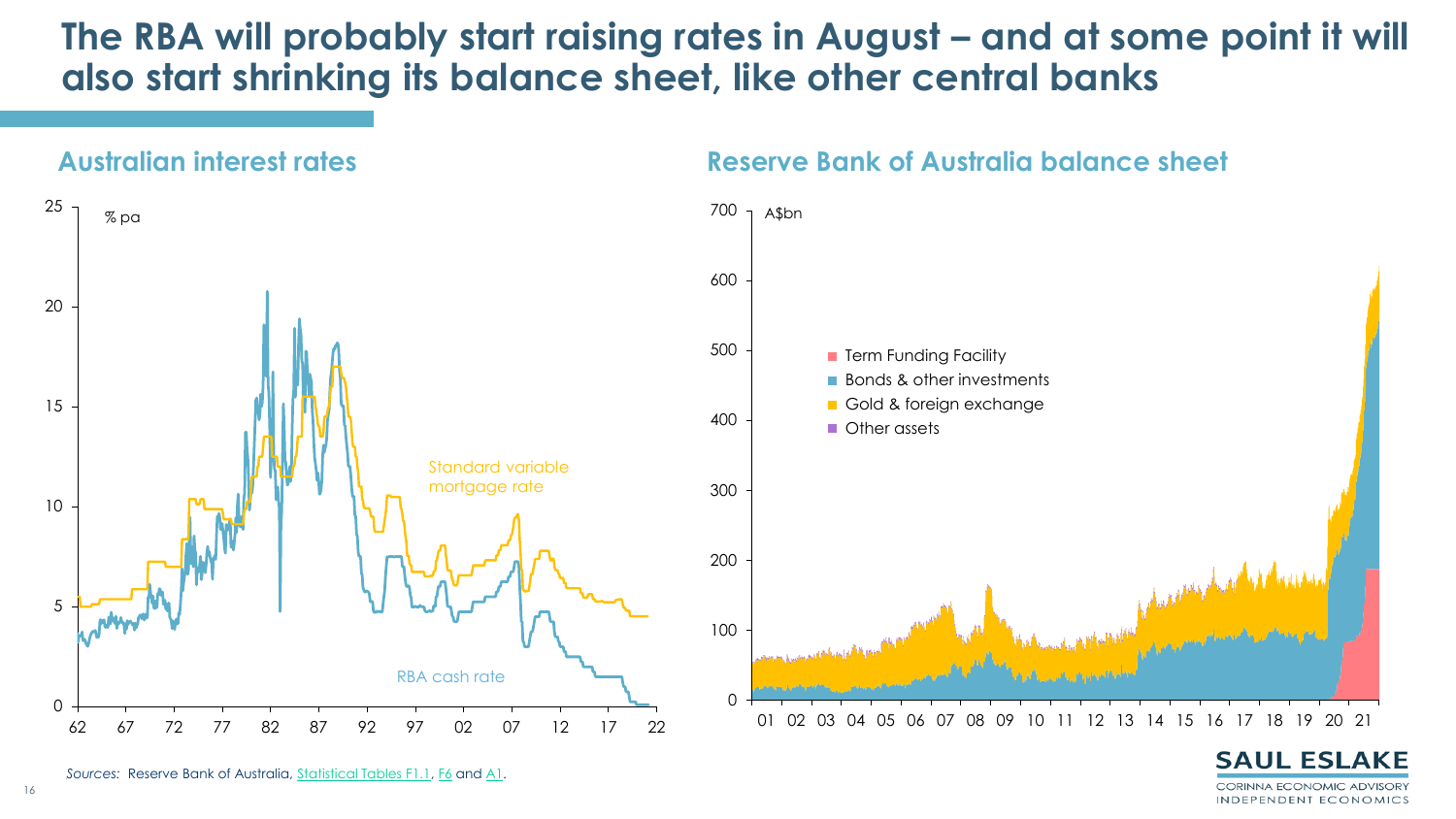# The RBA will probably start raising rates in August – and at some point it will also start shrinking its balance sheet, like other central banks

## Australian interest rates

% pa

Standard variable mortgage rate

RBA cash rate

## Reserve Bank of Australia balance sheet

A$bn

- Term Funding Facility
- Bonds & other investments
- Gold & foreign exchange
- Other assets

*Sources:* Reserve Bank of Australia, Statistical Tables F1.1, F6 and A1.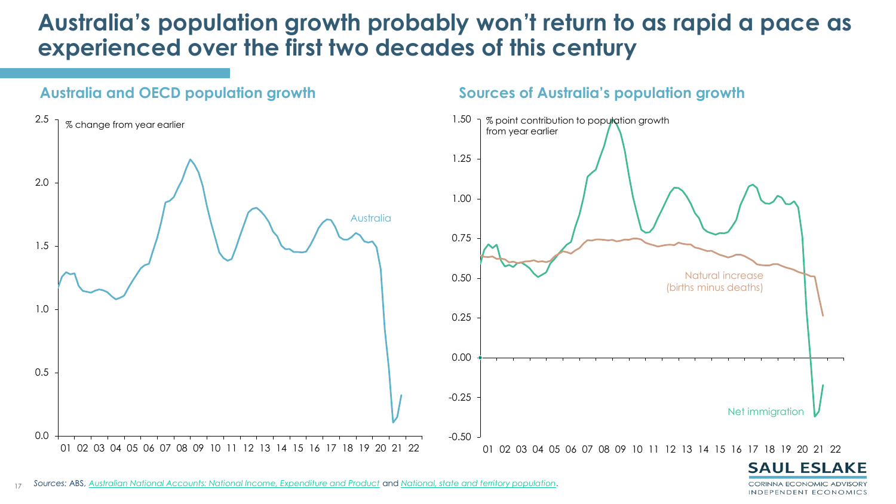# Australia's population growth probably won't return to as rapid a pace as experienced over the first two decades of this century

## Australia and OECD population growth

% change from year earlier

Australia

## Sources of Australia's population growth

% point contribution to population growth from year earlier

Natural increase (births minus deaths)

Net immigration

*Sources:* ABS, *Australian National Accounts: National Income, Expenditure and Product* and *National, state and territory population*.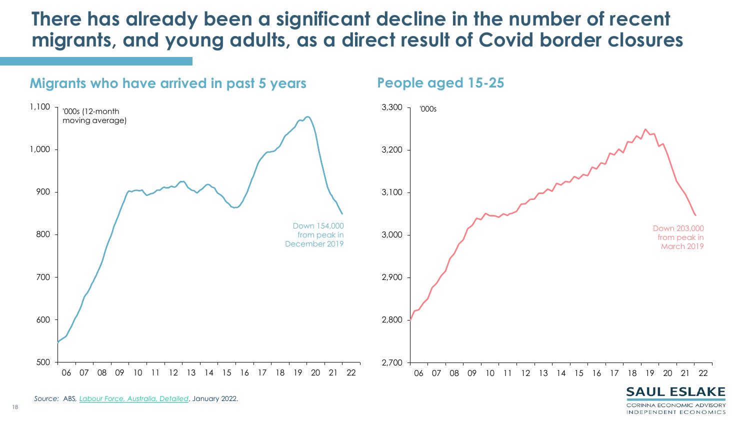# There has already been a significant decline in the number of recent migrants, and young adults, as a direct result of Covid border closures

## Migrants who have arrived in past 5 years

'000s (12-month moving average)

Down 154,000 from peak in December 2019

## People aged 15-25

'000s

Down 203,000 from peak in March 2019

*Source:* ABS, *Labour Force, Australia, Detailed*, January 2022.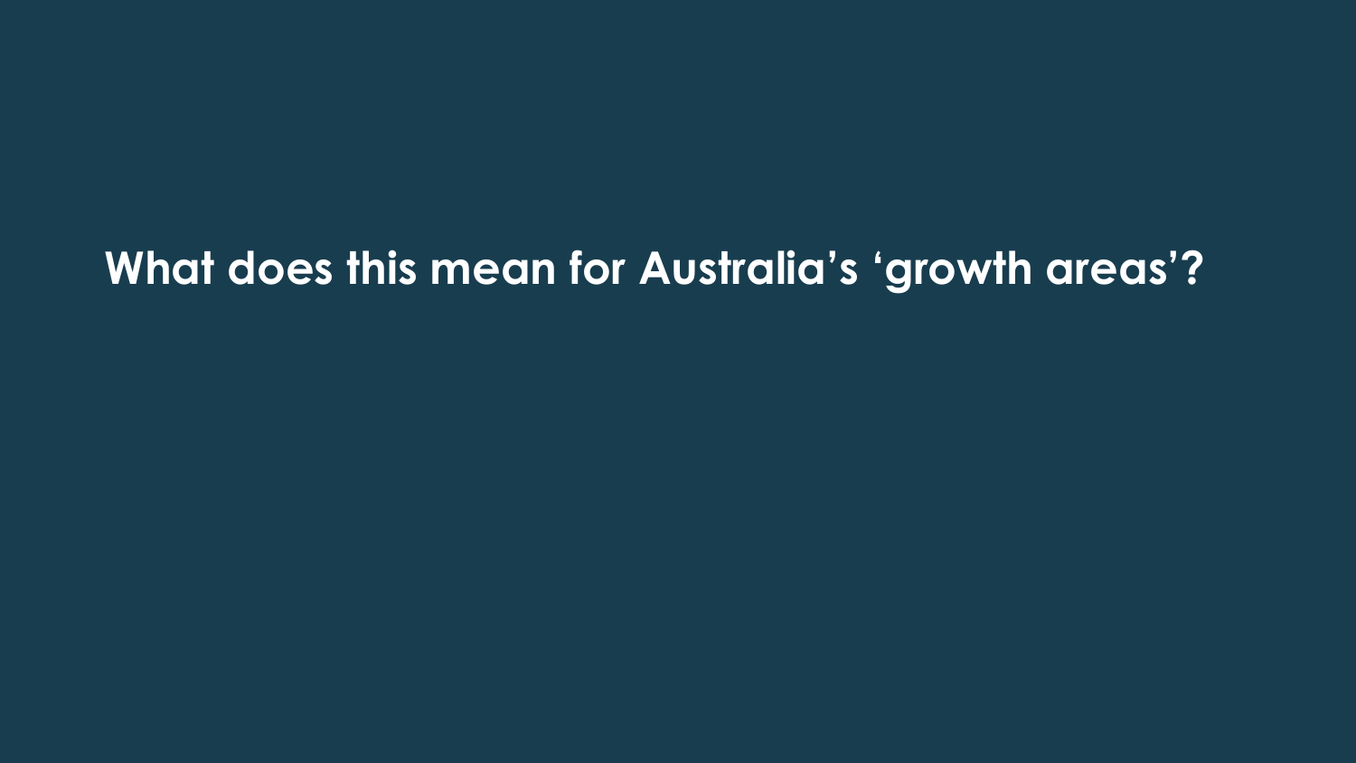# What does this mean for Australia's 'growth areas'?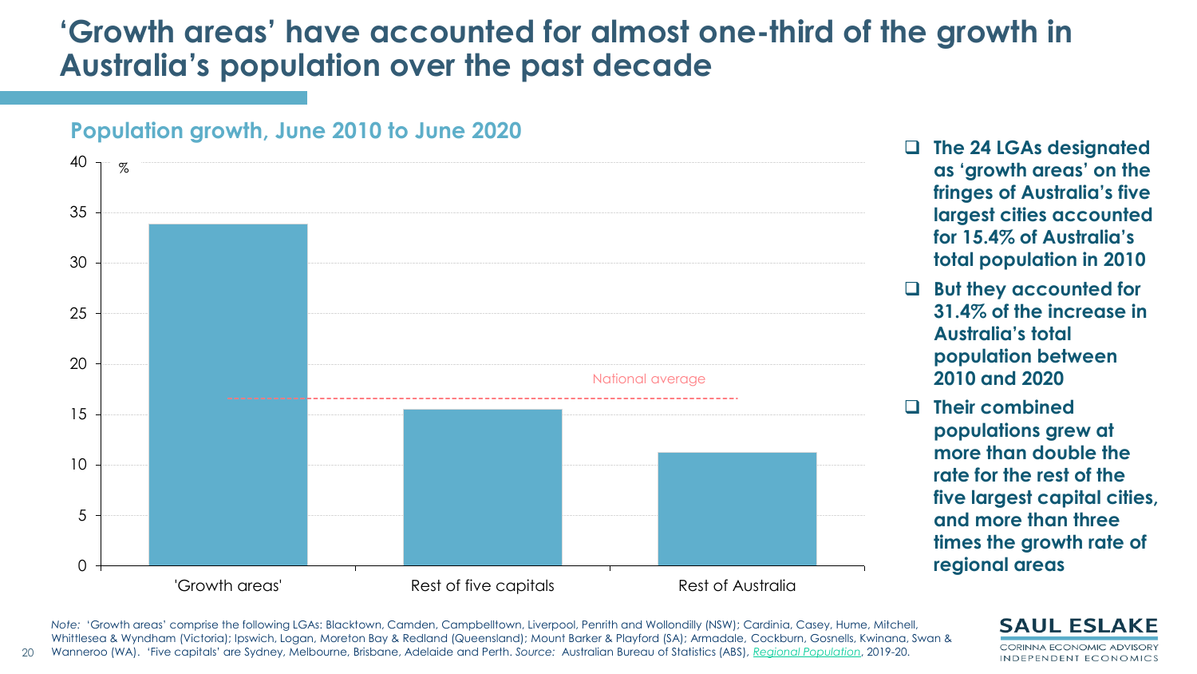# 'Growth areas' have accounted for almost one-third of the growth in Australia's population over the past decade

## Population growth, June 2010 to June 2020

| | % |
|---|---|
| 'Growth areas' | ~33.9 |
| Rest of five capitals | ~15.5 |
| Rest of Australia | ~11.2 |
| National average | ~16.6 |

- **The 24 LGAs designated as 'growth areas' on the fringes of Australia's five largest cities accounted for 15.4% of Australia's total population in 2010**
- **But they accounted for 31.4% of the increase in Australia's total population between 2010 and 2020**
- **Their combined populations grew at more than double the rate for the rest of the five largest capital cities, and more than three times the growth rate of regional areas**

*Note:* 'Growth areas' comprise the following LGAs: Blacktown, Camden, Campbelltown, Liverpool, Penrith and Wollondilly (NSW); Cardinia, Casey, Hume, Mitchell, Whittlesea & Wyndham (Victoria); Ipswich, Logan, Moreton Bay & Redland (Queensland); Mount Barker & Playford (SA); Armadale, Cockburn, Gosnells, Kwinana, Swan & Wanneroo (WA). 'Five capitals' are Sydney, Melbourne, Brisbane, Adelaide and Perth. *Source:* Australian Bureau of Statistics (ABS), *Regional Population*, 2019-20.

SAUL ESLAKE
CORINNA ECONOMIC ADVISORY
INDEPENDENT ECONOMICS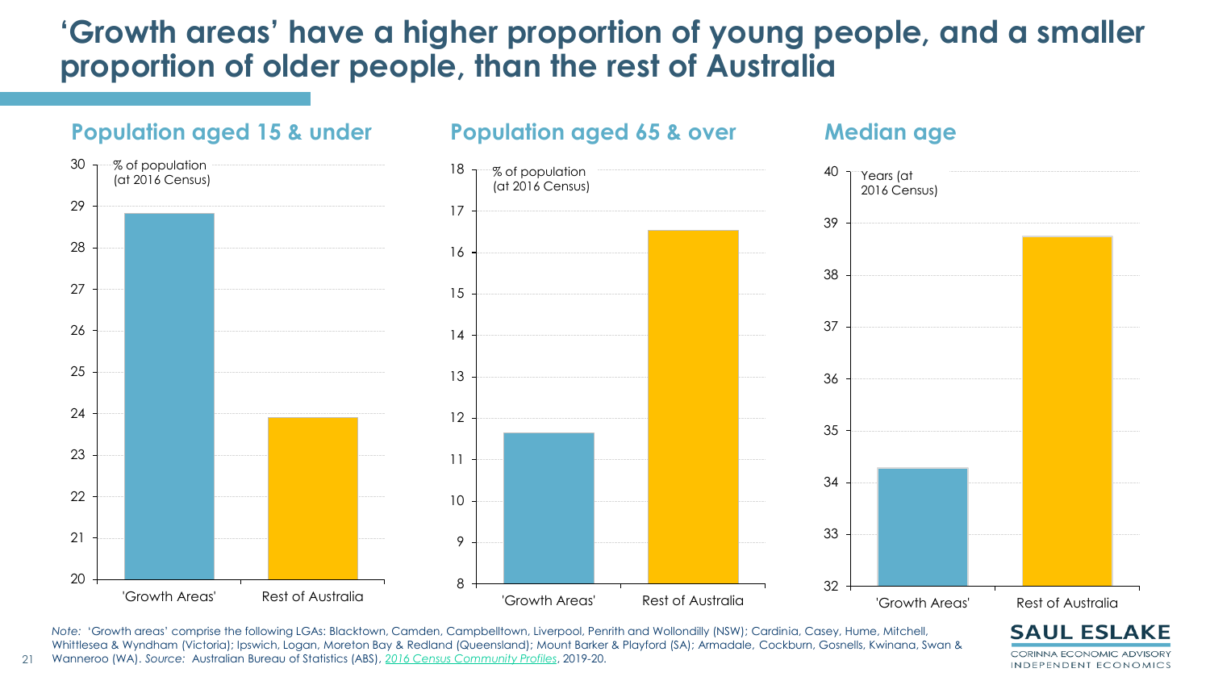# 'Growth areas' have a higher proportion of young people, and a smaller proportion of older people, than the rest of Australia

## Population aged 15 & under

% of population (at 2016 Census)

'Growth Areas' | Rest of Australia

## Population aged 65 & over

% of population (at 2016 Census)

'Growth Areas' | Rest of Australia

## Median age

Years (at 2016 Census)

'Growth Areas' | Rest of Australia

*Note:* 'Growth areas' comprise the following LGAs: Blacktown, Camden, Campbelltown, Liverpool, Penrith and Wollondilly (NSW); Cardinia, Casey, Hume, Mitchell, Whittlesea & Wyndham (Victoria); Ipswich, Logan, Moreton Bay & Redland (Queensland); Mount Barker & Playford (SA); Armadale, Cockburn, Gosnells, Kwinana, Swan & Wanneroo (WA). *Source:* Australian Bureau of Statistics (ABS), *2016 Census Community Profiles*, 2019-20.

SAUL ESLAKE
CORINNA ECONOMIC ADVISORY
INDEPENDENT ECONOMICS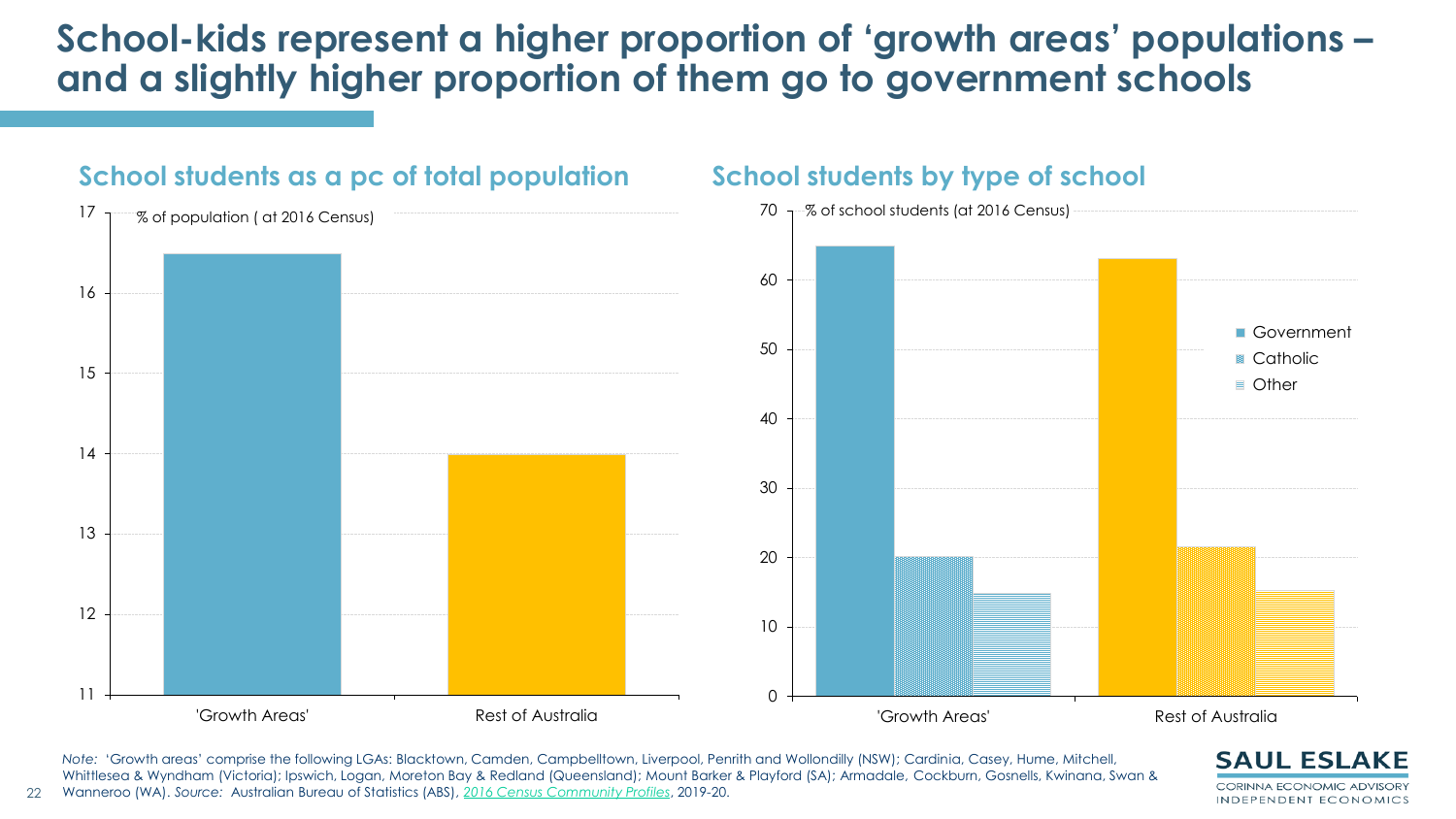# School-kids represent a higher proportion of 'growth areas' populations – and a slightly higher proportion of them go to government schools

## School students as a pc of total population

% of population ( at 2016 Census)

17
16
15
14
13
12
11

'Growth Areas'    Rest of Australia

## School students by type of school

% of school students (at 2016 Census)

70
60
50
40
30
20
10
0

Government
Catholic
Other

'Growth Areas'    Rest of Australia

*Note:* 'Growth areas' comprise the following LGAs: Blacktown, Camden, Campbelltown, Liverpool, Penrith and Wollondilly (NSW); Cardinia, Casey, Hume, Mitchell, Whittlesea & Wyndham (Victoria); Ipswich, Logan, Moreton Bay & Redland (Queensland); Mount Barker & Playford (SA); Armadale, Cockburn, Gosnells, Kwinana, Swan & Wanneroo (WA). *Source:* Australian Bureau of Statistics (ABS), *2016 Census Community Profiles*, 2019-20.

SAUL ESLAKE
CORINNA ECONOMIC ADVISORY
INDEPENDENT ECONOMICS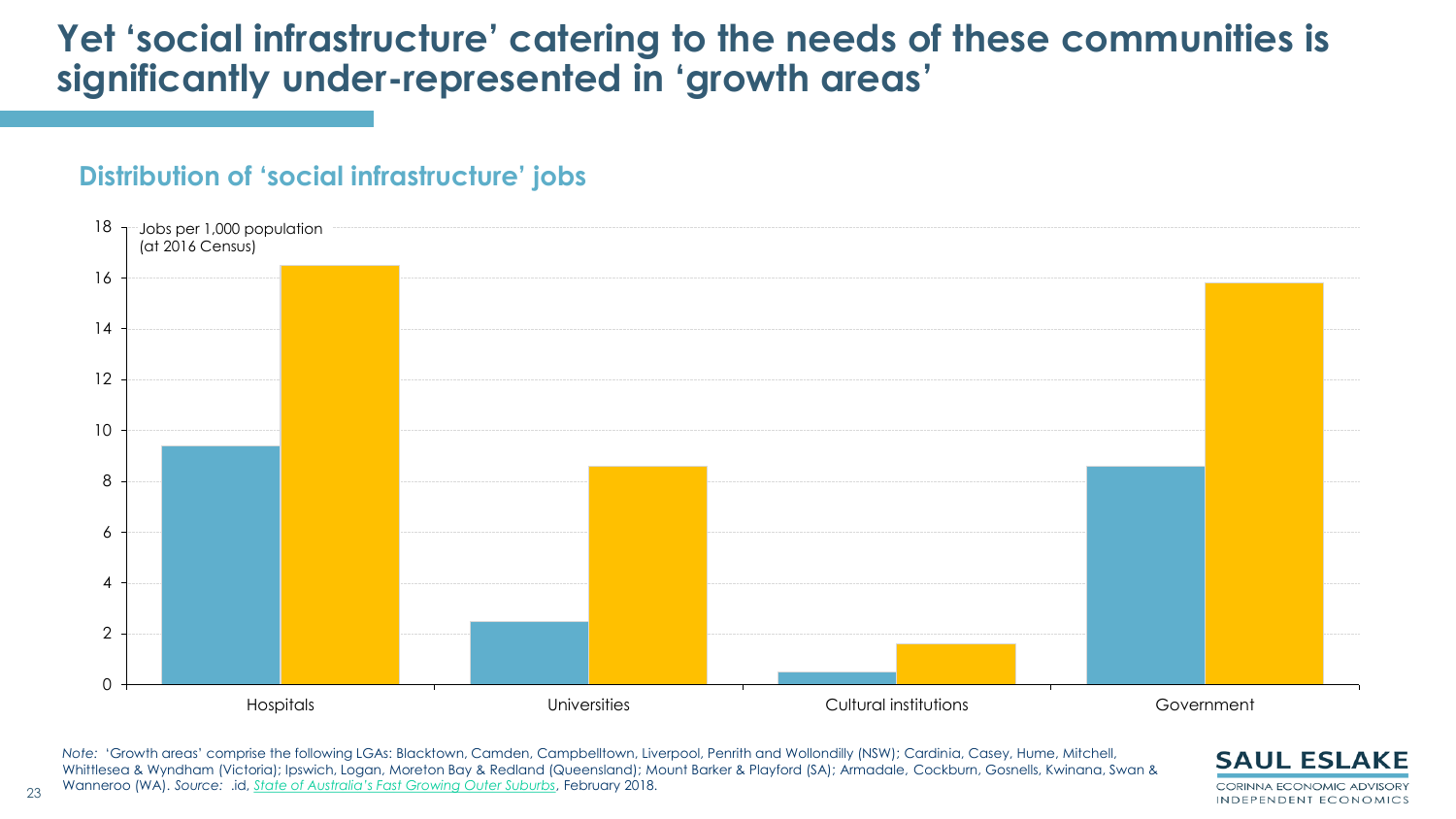# Yet 'social infrastructure' catering to the needs of these communities is significantly under-represented in 'growth areas'

## Distribution of 'social infrastructure' jobs

Jobs per 1,000 population (at 2016 Census)

| | Series 1 (blue) | Series 2 (yellow) |
|---|---|---|
| Hospitals | 9.4 | 16.5 |
| Universities | 2.5 | 8.6 |
| Cultural institutions | 0.5 | 1.6 |
| Government | 8.6 | 15.8 |

*Note:* 'Growth areas' comprise the following LGAs: Blacktown, Camden, Campbelltown, Liverpool, Penrith and Wollondilly (NSW); Cardinia, Casey, Hume, Mitchell, Whittlesea & Wyndham (Victoria); Ipswich, Logan, Moreton Bay & Redland (Queensland); Mount Barker & Playford (SA); Armadale, Cockburn, Gosnells, Kwinana, Swan & Wanneroo (WA). *Source:* .id, *State of Australia's Fast Growing Outer Suburbs*, February 2018.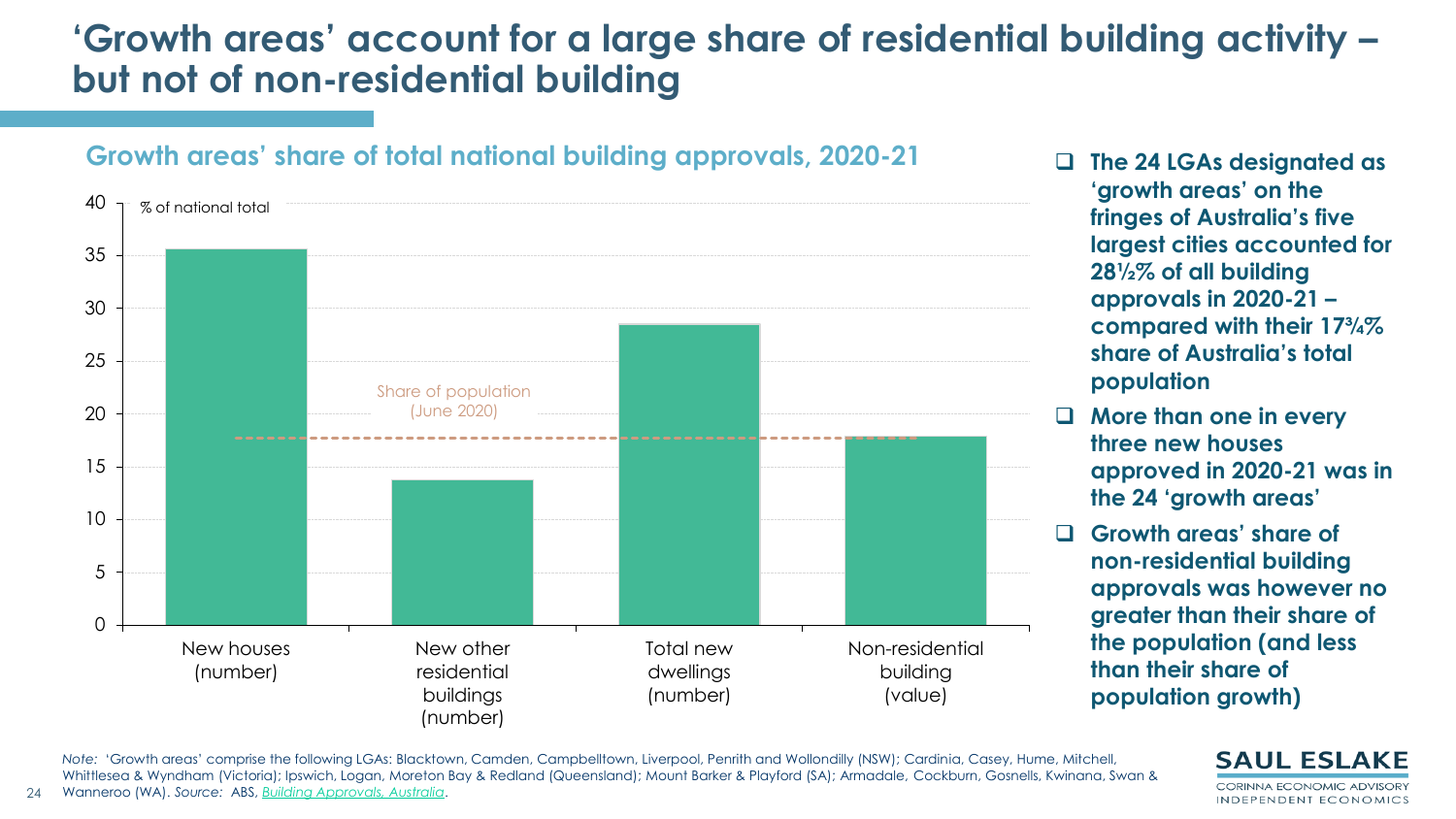# 'Growth areas' account for a large share of residential building activity – but not of non-residential building

## Growth areas' share of total national building approvals, 2020-21

% of national total

| Category | % of national total |
|---|---|
| New houses (number) | 35.6 |
| New other residential buildings (number) | 13.8 |
| Total new dwellings (number) | 28.5 |
| Non-residential building (value) | 17.9 |

Share of population (June 2020): 17¾%

- The 24 LGAs designated as 'growth areas' on the fringes of Australia's five largest cities accounted for 28½% of all building approvals in 2020-21 – compared with their 17¾% share of Australia's total population
- More than one in every three new houses approved in 2020-21 was in the 24 'growth areas'
- Growth areas' share of non-residential building approvals was however no greater than their share of the population (and less than their share of population growth)

*Note:* 'Growth areas' comprise the following LGAs: Blacktown, Camden, Campbelltown, Liverpool, Penrith and Wollondilly (NSW); Cardinia, Casey, Hume, Mitchell, Whittlesea & Wyndham (Victoria); Ipswich, Logan, Moreton Bay & Redland (Queensland); Mount Barker & Playford (SA); Armadale, Cockburn, Gosnells, Kwinana, Swan & Wanneroo (WA). *Source:* ABS, *Building Approvals, Australia*.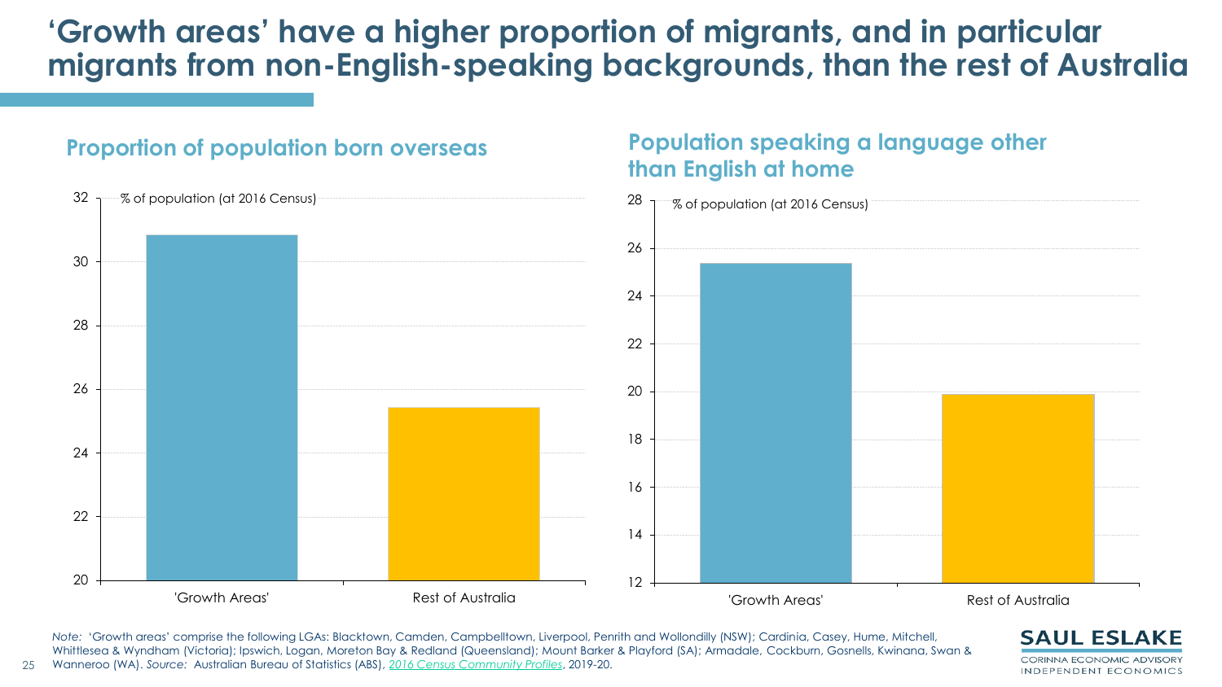# 'Growth areas' have a higher proportion of migrants, and in particular migrants from non-English-speaking backgrounds, than the rest of Australia

## Proportion of population born overseas

% of population (at 2016 Census)

'Growth Areas' | Rest of Australia

## Population speaking a language other than English at home

% of population (at 2016 Census)

'Growth Areas' | Rest of Australia

*Note:* 'Growth areas' comprise the following LGAs: Blacktown, Camden, Campbelltown, Liverpool, Penrith and Wollondilly (NSW); Cardinia, Casey, Hume, Mitchell, Whittlesea & Wyndham (Victoria); Ipswich, Logan, Moreton Bay & Redland (Queensland); Mount Barker & Playford (SA); Armadale, Cockburn, Gosnells, Kwinana, Swan & Wanneroo (WA). *Source:* Australian Bureau of Statistics (ABS), *2016 Census Community Profiles*, 2019-20.

SAUL ESLAKE
CORINNA ECONOMIC ADVISORY
INDEPENDENT ECONOMICS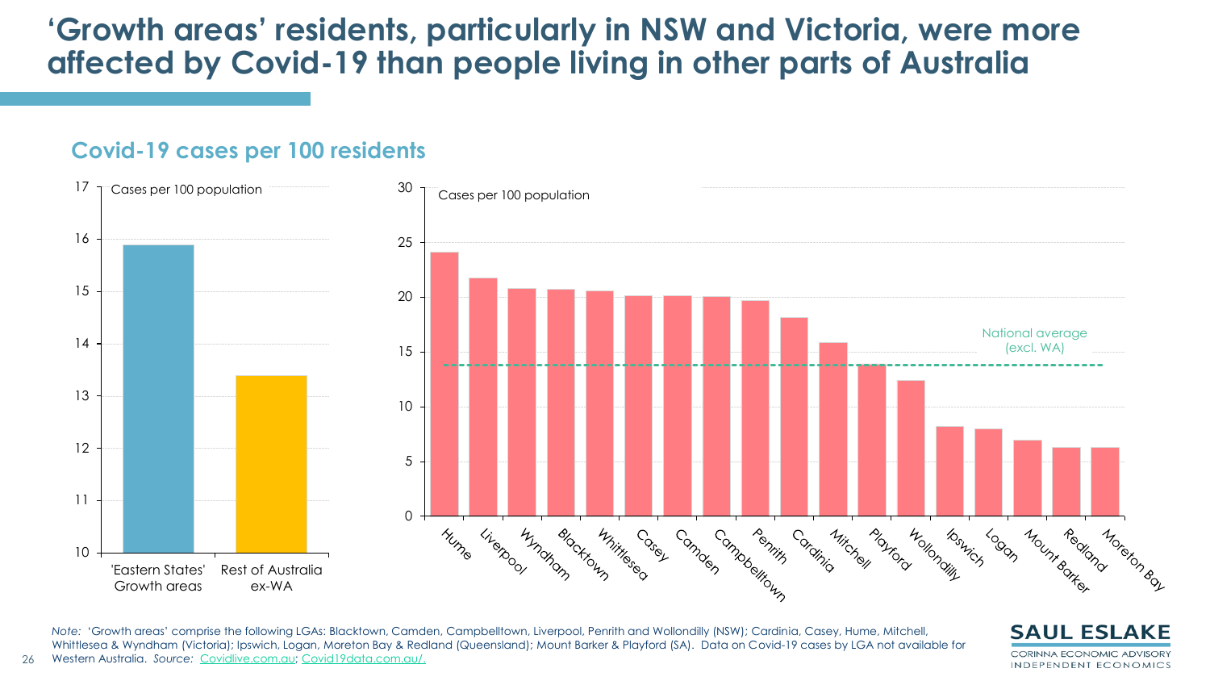# 'Growth areas' residents, particularly in NSW and Victoria, were more affected by Covid-19 than people living in other parts of Australia

## Covid-19 cases per 100 residents

Cases per 100 population

| | Cases per 100 population |
|---|---|
| 'Eastern States' Growth areas | 15.9 |
| Rest of Australia ex-WA | 13.4 |

Cases per 100 population

| LGA | Cases per 100 population |
|---|---|
| Hume | 24.1 |
| Liverpool | 21.7 |
| Wyndham | 20.8 |
| Blacktown | 20.7 |
| Whittlesea | 20.6 |
| Casey | 20.1 |
| Camden | 20.1 |
| Campbelltown | 20.0 |
| Penrith | 19.7 |
| Cardinia | 18.1 |
| Mitchell | 15.8 |
| Playford | 13.9 |
| Wollondilly | 12.4 |
| Ipswich | 8.2 |
| Logan | 8.0 |
| Mount Barker | 6.9 |
| Redland | 6.3 |
| Moreton Bay | 6.3 |

National average (excl. WA)

*Note:* 'Growth areas' comprise the following LGAs: Blacktown, Camden, Campbelltown, Liverpool, Penrith and Wollondilly (NSW); Cardinia, Casey, Hume, Mitchell, Whittlesea & Wyndham (Victoria); Ipswich, Logan, Moreton Bay & Redland (Queensland); Mount Barker & Playford (SA). Data on Covid-19 cases by LGA not available for Western Australia. *Source:* Covidlive.com.au; Covid19data.com.au/.

SAUL ESLAKE
CORINNA ECONOMIC ADVISORY
INDEPENDENT ECONOMICS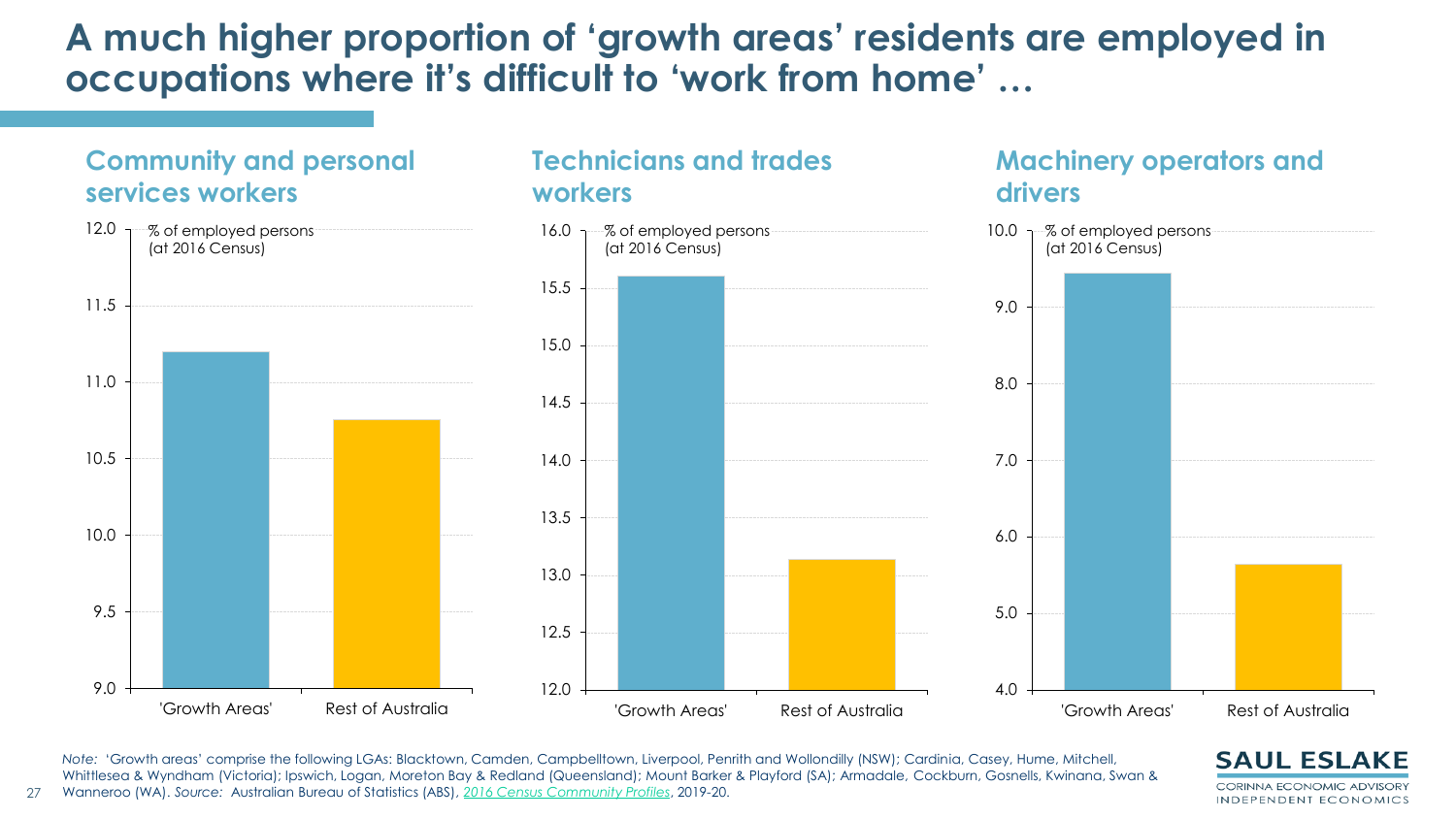# A much higher proportion of 'growth areas' residents are employed in occupations where it's difficult to 'work from home' …

## Community and personal services workers

% of employed persons (at 2016 Census)

| | % of employed persons |
|---|---|
| 'Growth Areas' | 11.2 |
| Rest of Australia | 10.75 |

## Technicians and trades workers

% of employed persons (at 2016 Census)

| | % of employed persons |
|---|---|
| 'Growth Areas' | 15.6 |
| Rest of Australia | 13.15 |

## Machinery operators and drivers

% of employed persons (at 2016 Census)

| | % of employed persons |
|---|---|
| 'Growth Areas' | 9.45 |
| Rest of Australia | 5.65 |

*Note:* 'Growth areas' comprise the following LGAs: Blacktown, Camden, Campbelltown, Liverpool, Penrith and Wollondilly (NSW); Cardinia, Casey, Hume, Mitchell, Whittlesea & Wyndham (Victoria); Ipswich, Logan, Moreton Bay & Redland (Queensland); Mount Barker & Playford (SA); Armadale, Cockburn, Gosnells, Kwinana, Swan & Wanneroo (WA). *Source:* Australian Bureau of Statistics (ABS), *2016 Census Community Profiles*, 2019-20.

SAUL ESLAKE
CORINNA ECONOMIC ADVISORY
INDEPENDENT ECONOMICS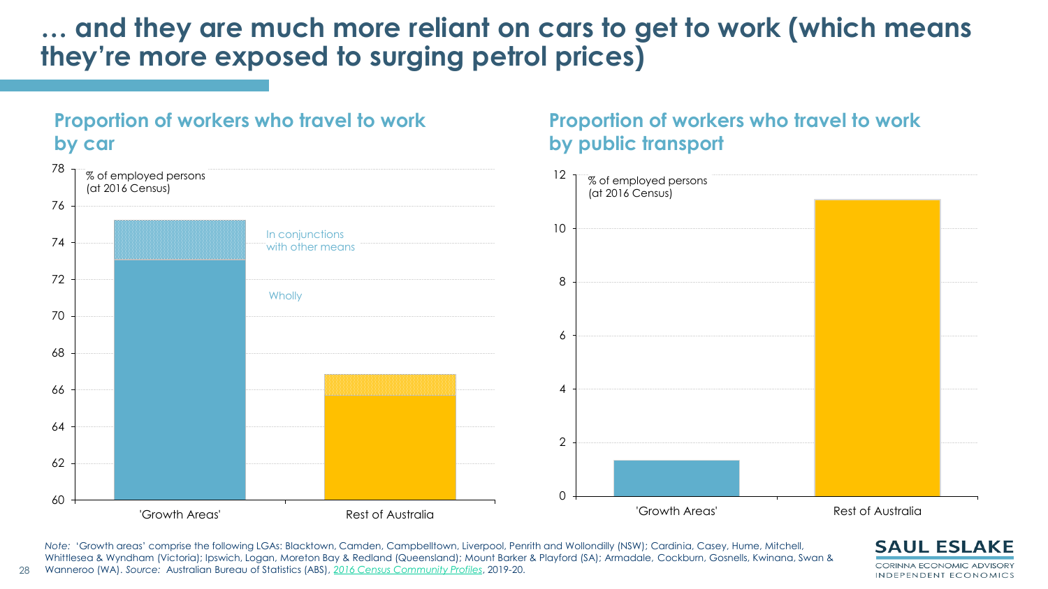# … and they are much more reliant on cars to get to work (which means they're more exposed to surging petrol prices)

## Proportion of workers who travel to work by car

% of employed persons (at 2016 Census)

In conjunctions with other means

Wholly

'Growth Areas' | Rest of Australia

## Proportion of workers who travel to work by public transport

% of employed persons (at 2016 Census)

'Growth Areas' | Rest of Australia

*Note:* 'Growth areas' comprise the following LGAs: Blacktown, Camden, Campbelltown, Liverpool, Penrith and Wollondilly (NSW); Cardinia, Casey, Hume, Mitchell, Whittlesea & Wyndham (Victoria); Ipswich, Logan, Moreton Bay & Redland (Queensland); Mount Barker & Playford (SA); Armadale, Cockburn, Gosnells, Kwinana, Swan & Wanneroo (WA). *Source:* Australian Bureau of Statistics (ABS), *2016 Census Community Profiles*, 2019-20.

SAUL ESLAKE
CORINNA ECONOMIC ADVISORY
INDEPENDENT ECONOMICS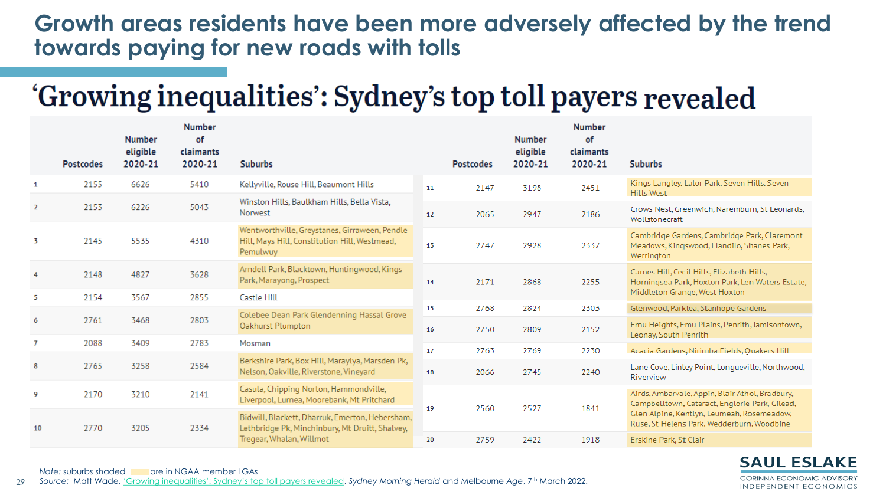# Growth areas residents have been more adversely affected by the trend towards paying for new roads with tolls

## 'Growing inequalities': Sydney's top toll payers revealed

| | Postcodes | Number eligible 2020-21 | Number of claimants 2020-21 | Suburbs |
|---|---|---|---|---|
| 1 | 2155 | 6626 | 5410 | Kellyville, Rouse Hill, Beaumont Hills |
| 2 | 2153 | 6226 | 5043 | Winston Hills, Baulkham Hills, Bella Vista, Norwest |
| 3 | 2145 | 5535 | 4310 | Wentworthville, Greystanes, Girraween, Pendle Hill, Mays Hill, Constitution Hill, Westmead, Pemulwuy |
| 4 | 2148 | 4827 | 3628 | Arndell Park, Blacktown, Huntingwood, Kings Park, Marayong, Prospect |
| 5 | 2154 | 3567 | 2855 | Castle Hill |
| 6 | 2761 | 3468 | 2803 | Colebee Dean Park Glendenning Hassal Grove Oakhurst Plumpton |
| 7 | 2088 | 3409 | 2783 | Mosman |
| 8 | 2765 | 3258 | 2584 | Berkshire Park, Box Hill, Maraylya, Marsden Pk, Nelson, Oakville, Riverstone, Vineyard |
| 9 | 2170 | 3210 | 2141 | Casula, Chipping Norton, Hammondville, Liverpool, Lurnea, Moorebank, Mt Pritchard |
| 10 | 2770 | 3205 | 2334 | Bidwill, Blackett, Dharruk, Emerton, Hebersham, Lethbridge Pk, Minchinbury, Mt Druitt, Shalvey, Tregear, Whalan, Willmot |
| 11 | 2147 | 3198 | 2451 | Kings Langley, Lalor Park, Seven Hills, Seven Hills West |
| 12 | 2065 | 2947 | 2186 | Crows Nest, Greenwich, Naremburn, St Leonards, Wollstonecraft |
| 13 | 2747 | 2928 | 2337 | Cambridge Gardens, Cambridge Park, Claremont Meadows, Kingswood, Llandilo, Shanes Park, Werrington |
| 14 | 2171 | 2868 | 2255 | Carnes Hill, Cecil Hills, Elizabeth Hills, Horningsea Park, Hoxton Park, Len Waters Estate, Middleton Grange, West Hoxton |
| 15 | 2768 | 2824 | 2303 | Glenwood, Parklea, Stanhope Gardens |
| 16 | 2750 | 2809 | 2152 | Emu Heights, Emu Plains, Penrith, Jamisontown, Leonay, South Penrith |
| 17 | 2763 | 2769 | 2230 | Acacia Gardens, Nirimba Fields, Quakers Hill |
| 18 | 2066 | 2745 | 2240 | Lane Cove, Linley Point, Longueville, Northwood, Riverview |
| 19 | 2560 | 2527 | 1841 | Airds, Ambarvale, Appin, Blair Athol, Bradbury, Campbelltown, Cataract, Englorie Park, Gilead, Glen Alpine, Kentlyn, Leumeah, Rosemeadow, Ruse, St Helens Park, Wedderburn, Woodbine |
| 20 | 2759 | 2422 | 1918 | Erskine Park, St Clair |

*Note:* suburbs shaded are in NGAA member LGAs

*Source:* Matt Wade, 'Growing inequalities': Sydney's top toll payers revealed, *Sydney Morning Herald* and Melbourne *Age*, 7th March 2022.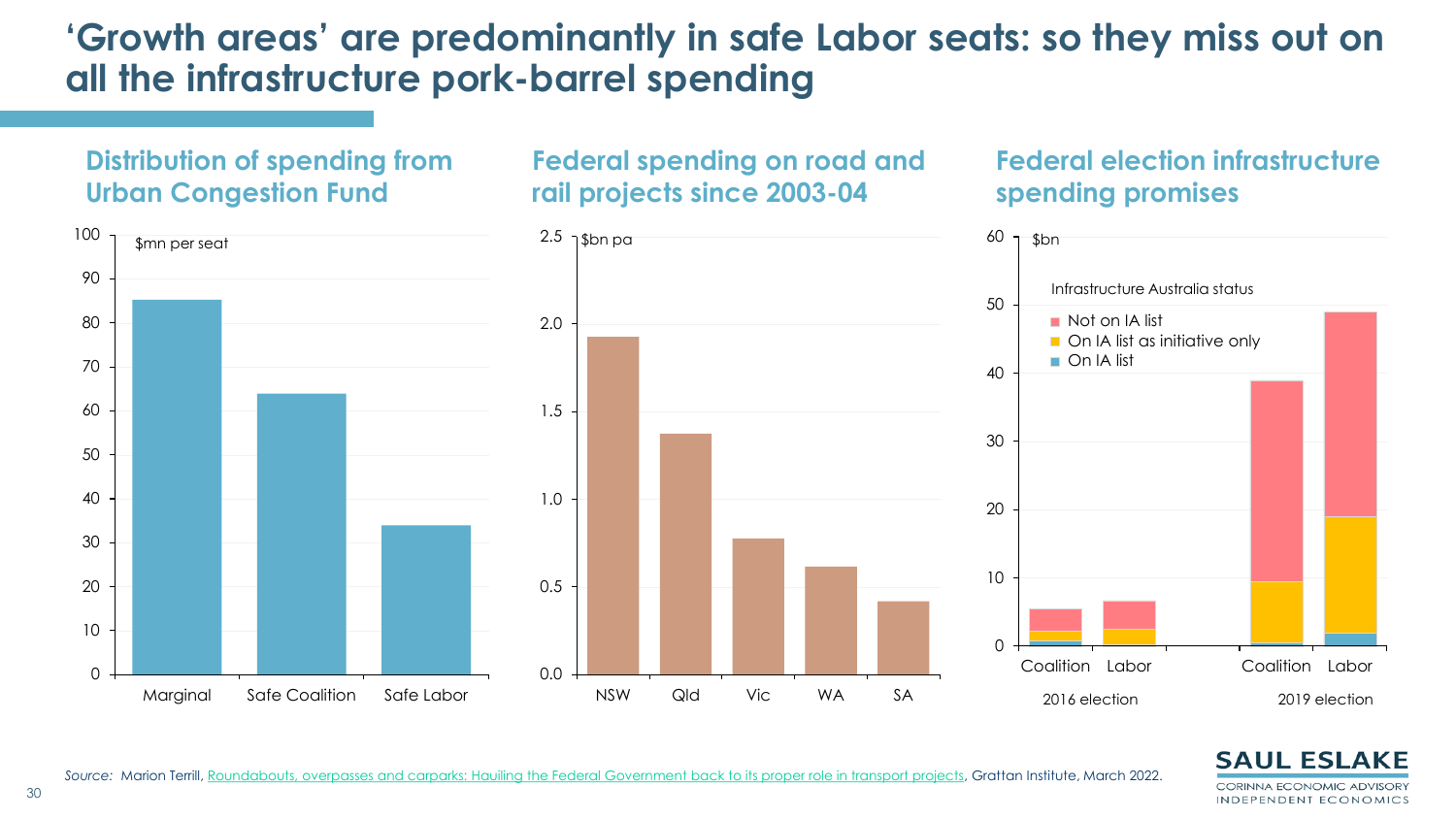# 'Growth areas' are predominantly in safe Labor seats: so they miss out on all the infrastructure pork-barrel spending

## Distribution of spending from Urban Congestion Fund

$mn per seat

| | $mn per seat |
|---|---|
| Marginal | 85 |
| Safe Coalition | 64 |
| Safe Labor | 34 |

## Federal spending on road and rail projects since 2003-04

$bn pa

| | $bn pa |
|---|---|
| NSW | 1.93 |
| Qld | 1.37 |
| Vic | 0.78 |
| WA | 0.62 |
| SA | 0.42 |

## Federal election infrastructure spending promises

$bn

Infrastructure Australia status

- Not on IA list
- On IA list as initiative only
- On IA list

| Election | Party | Total ($bn) |
|---|---|---|
| 2016 election | Coalition | 5.5 |
| 2016 election | Labor | 6.6 |
| 2019 election | Coalition | 39 |
| 2019 election | Labor | 49 |

*Source:* Marion Terrill, Roundabouts, overpasses and carparks: Hauling the Federal Government back to its proper role in transport projects, Grattan Institute, March 2022.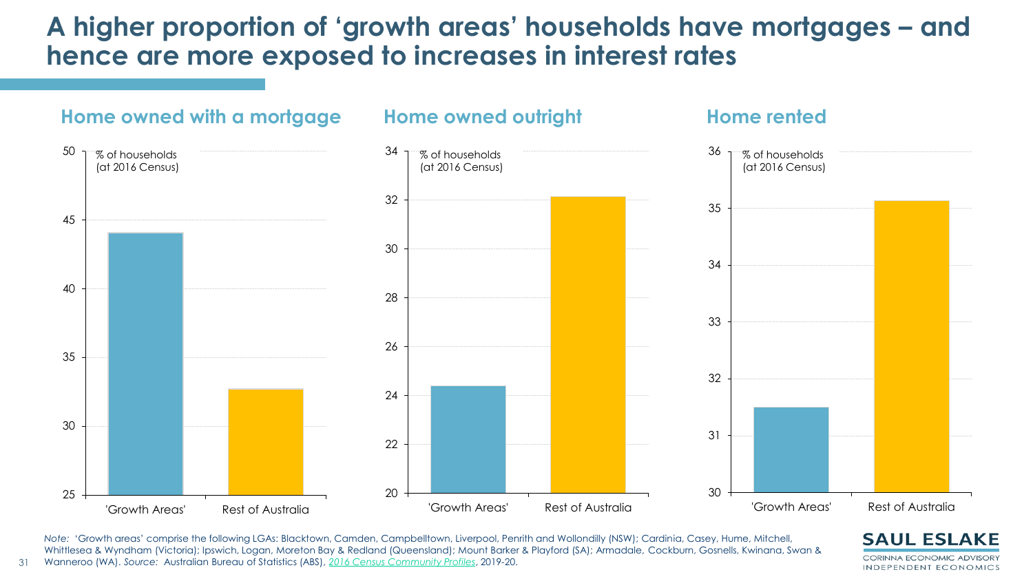# A higher proportion of 'growth areas' households have mortgages – and hence are more exposed to increases in interest rates

### Home owned with a mortgage

% of households (at 2016 Census)

| | % of households |
|---|---|
| 'Growth Areas' | 44.1 |
| Rest of Australia | 32.7 |

### Home owned outright

% of households (at 2016 Census)

| | % of households |
|---|---|
| 'Growth Areas' | 24.4 |
| Rest of Australia | 32.1 |

### Home rented

% of households (at 2016 Census)

| | % of households |
|---|---|
| 'Growth Areas' | 31.5 |
| Rest of Australia | 35.1 |

*Note:* 'Growth areas' comprise the following LGAs: Blacktown, Camden, Campbelltown, Liverpool, Penrith and Wollondilly (NSW); Cardinia, Casey, Hume, Mitchell, Whittlesea & Wyndham (Victoria); Ipswich, Logan, Moreton Bay & Redland (Queensland); Mount Barker & Playford (SA); Armadale, Cockburn, Gosnells, Kwinana, Swan & Wanneroo (WA). *Source:* Australian Bureau of Statistics (ABS), *2016 Census Community Profiles*, 2019-20.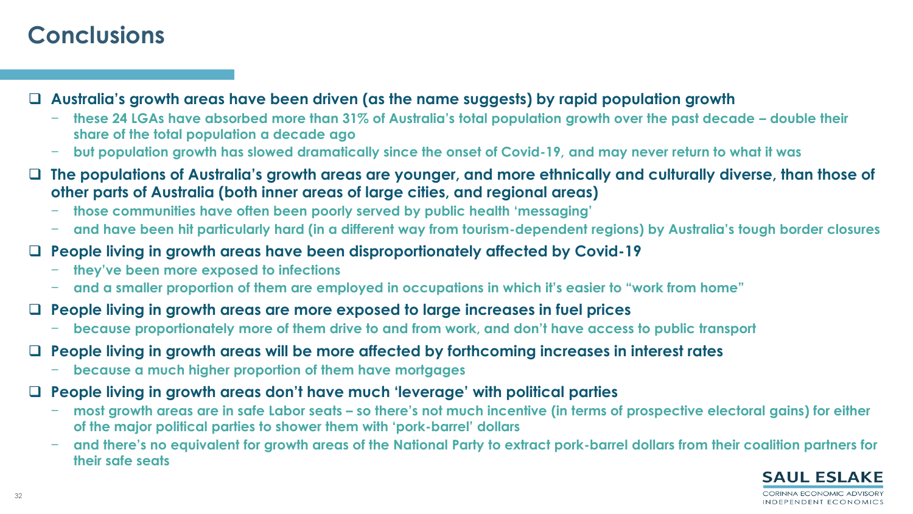# Conclusions

- **Australia's growth areas have been driven (as the name suggests) by rapid population growth**
  - these 24 LGAs have absorbed more than 31% of Australia's total population growth over the past decade – double their share of the total population a decade ago
  - but population growth has slowed dramatically since the onset of Covid-19, and may never return to what it was
- **The populations of Australia's growth areas are younger, and more ethnically and culturally diverse, than those of other parts of Australia (both inner areas of large cities, and regional areas)**
  - those communities have often been poorly served by public health 'messaging'
  - and have been hit particularly hard (in a different way from tourism-dependent regions) by Australia's tough border closures
- **People living in growth areas have been disproportionately affected by Covid-19**
  - they've been more exposed to infections
  - and a smaller proportion of them are employed in occupations in which it's easier to "work from home"
- **People living in growth areas are more exposed to large increases in fuel prices**
  - because proportionately more of them drive to and from work, and don't have access to public transport
- **People living in growth areas will be more affected by forthcoming increases in interest rates**
  - because a much higher proportion of them have mortgages
- **People living in growth areas don't have much 'leverage' with political parties**
  - most growth areas are in safe Labor seats – so there's not much incentive (in terms of prospective electoral gains) for either of the major political parties to shower them with 'pork-barrel' dollars
  - and there's no equivalent for growth areas of the National Party to extract pork-barrel dollars from their coalition partners for their safe seats

SAUL ESLAKE
CORINNA ECONOMIC ADVISORY
INDEPENDENT ECONOMICS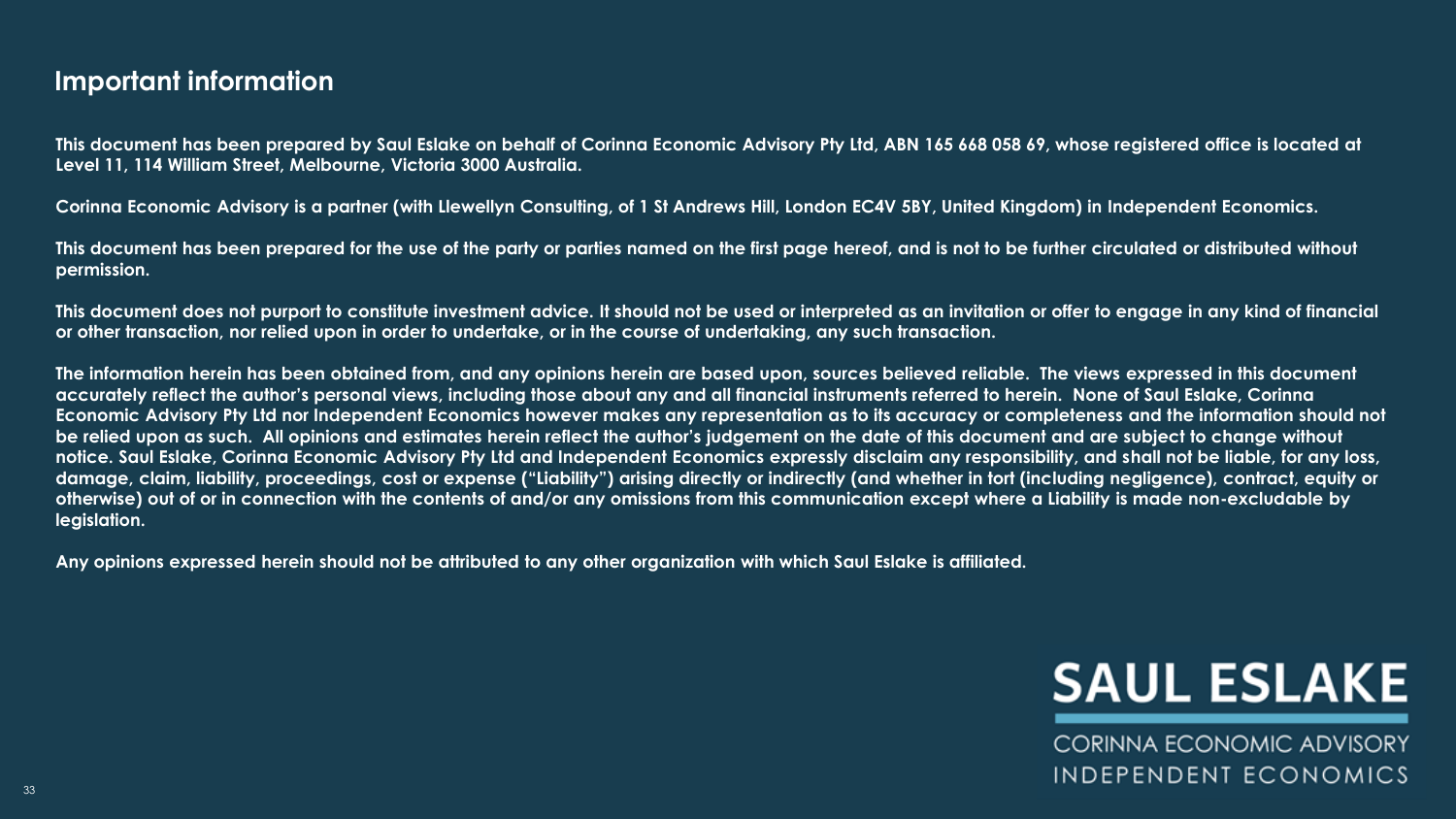## Important information

**This document has been prepared by Saul Eslake on behalf of Corinna Economic Advisory Pty Ltd, ABN 165 668 058 69, whose registered office is located at Level 11, 114 William Street, Melbourne, Victoria 3000 Australia.**

**Corinna Economic Advisory is a partner (with Llewellyn Consulting, of 1 St Andrews Hill, London EC4V 5BY, United Kingdom) in Independent Economics.**

**This document has been prepared for the use of the party or parties named on the first page hereof, and is not to be further circulated or distributed without permission.**

**This document does not purport to constitute investment advice. It should not be used or interpreted as an invitation or offer to engage in any kind of financial or other transaction, nor relied upon in order to undertake, or in the course of undertaking, any such transaction.**

**The information herein has been obtained from, and any opinions herein are based upon, sources believed reliable. The views expressed in this document accurately reflect the author's personal views, including those about any and all financial instruments referred to herein. None of Saul Eslake, Corinna Economic Advisory Pty Ltd nor Independent Economics however makes any representation as to its accuracy or completeness and the information should not be relied upon as such. All opinions and estimates herein reflect the author's judgement on the date of this document and are subject to change without notice. Saul Eslake, Corinna Economic Advisory Pty Ltd and Independent Economics expressly disclaim any responsibility, and shall not be liable, for any loss, damage, claim, liability, proceedings, cost or expense ("Liability") arising directly or indirectly (and whether in tort (including negligence), contract, equity or otherwise) out of or in connection with the contents of and/or any omissions from this communication except where a Liability is made non-excludable by legislation.**

**Any opinions expressed herein should not be attributed to any other organization with which Saul Eslake is affiliated.**

SAUL ESLAKE

CORINNA ECONOMIC ADVISORY

INDEPENDENT ECONOMICS